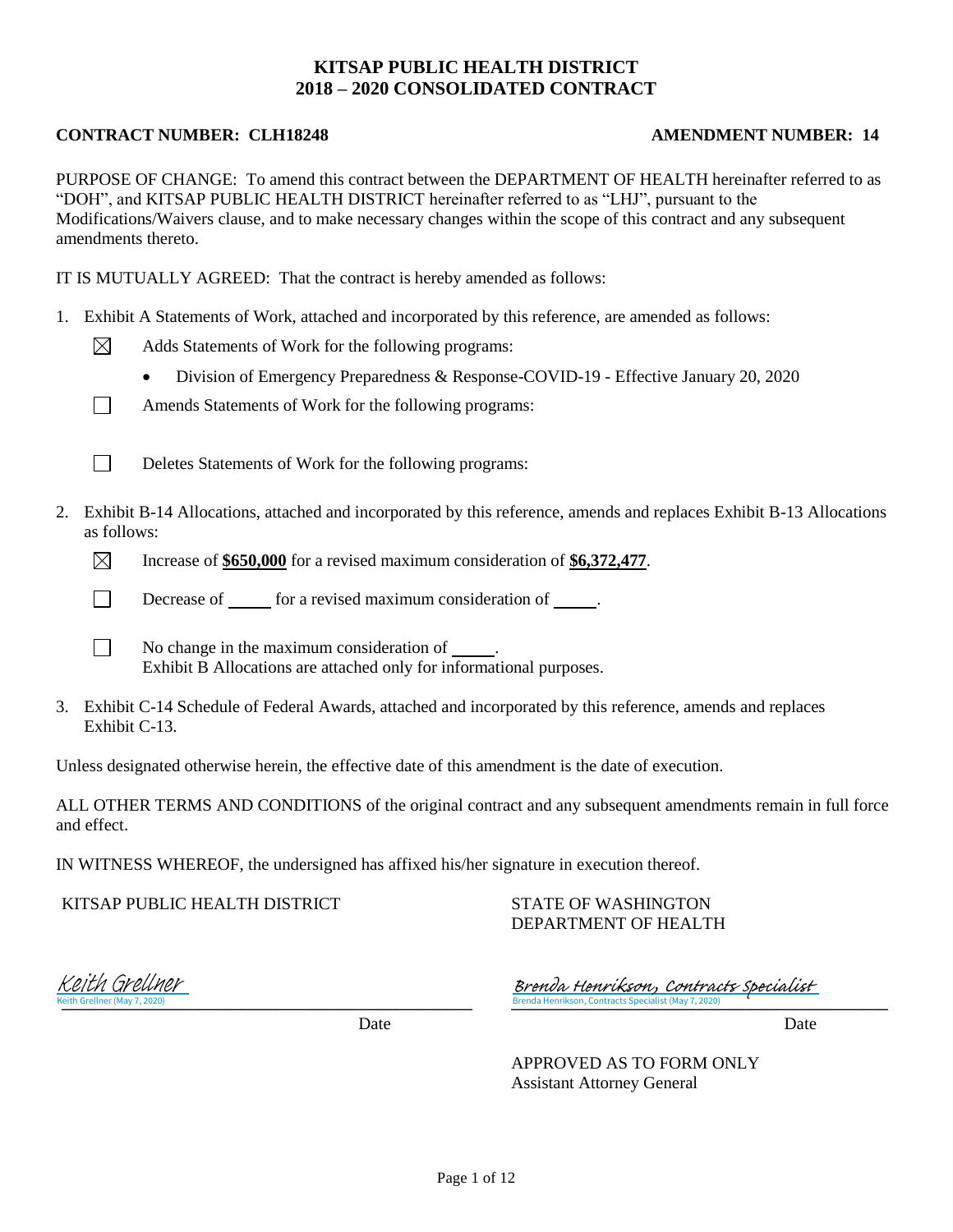# KITSAP PUBLIC HEALTH DISTRICT
# 2018 – 2020 CONSOLIDATED CONTRACT

**CONTRACT NUMBER: CLH18248** **AMENDMENT NUMBER: 14**

PURPOSE OF CHANGE: To amend this contract between the DEPARTMENT OF HEALTH hereinafter referred to as "DOH", and KITSAP PUBLIC HEALTH DISTRICT hereinafter referred to as "LHJ", pursuant to the Modifications/Waivers clause, and to make necessary changes within the scope of this contract and any subsequent amendments thereto.

IT IS MUTUALLY AGREED: That the contract is hereby amended as follows:

1. Exhibit A Statements of Work, attached and incorporated by this reference, are amended as follows:

   ☒ Adds Statements of Work for the following programs:

   - Division of Emergency Preparedness & Response-COVID-19 - Effective January 20, 2020

   ☐ Amends Statements of Work for the following programs:

   ☐ Deletes Statements of Work for the following programs:

2. Exhibit B-14 Allocations, attached and incorporated by this reference, amends and replaces Exhibit B-13 Allocations as follows:

   ☒ Increase of **$650,000** for a revised maximum consideration of **$6,372,477**.

   ☐ Decrease of _____ for a revised maximum consideration of _____.

   ☐ No change in the maximum consideration of _____.
   Exhibit B Allocations are attached only for informational purposes.

3. Exhibit C-14 Schedule of Federal Awards, attached and incorporated by this reference, amends and replaces Exhibit C-13.

Unless designated otherwise herein, the effective date of this amendment is the date of execution.

ALL OTHER TERMS AND CONDITIONS of the original contract and any subsequent amendments remain in full force and effect.

IN WITNESS WHEREOF, the undersigned has affixed his/her signature in execution thereof.

| KITSAP PUBLIC HEALTH DISTRICT | STATE OF WASHINGTON DEPARTMENT OF HEALTH |
|---|---|
| Keith Grellner<br>Keith Grellner (May 7, 2020) | Brenda Henrikson, Contracts Specialist<br>Brenda Henrikson, Contracts Specialist (May 7, 2020) |
| Date | Date |
| | APPROVED AS TO FORM ONLY<br>Assistant Attorney General |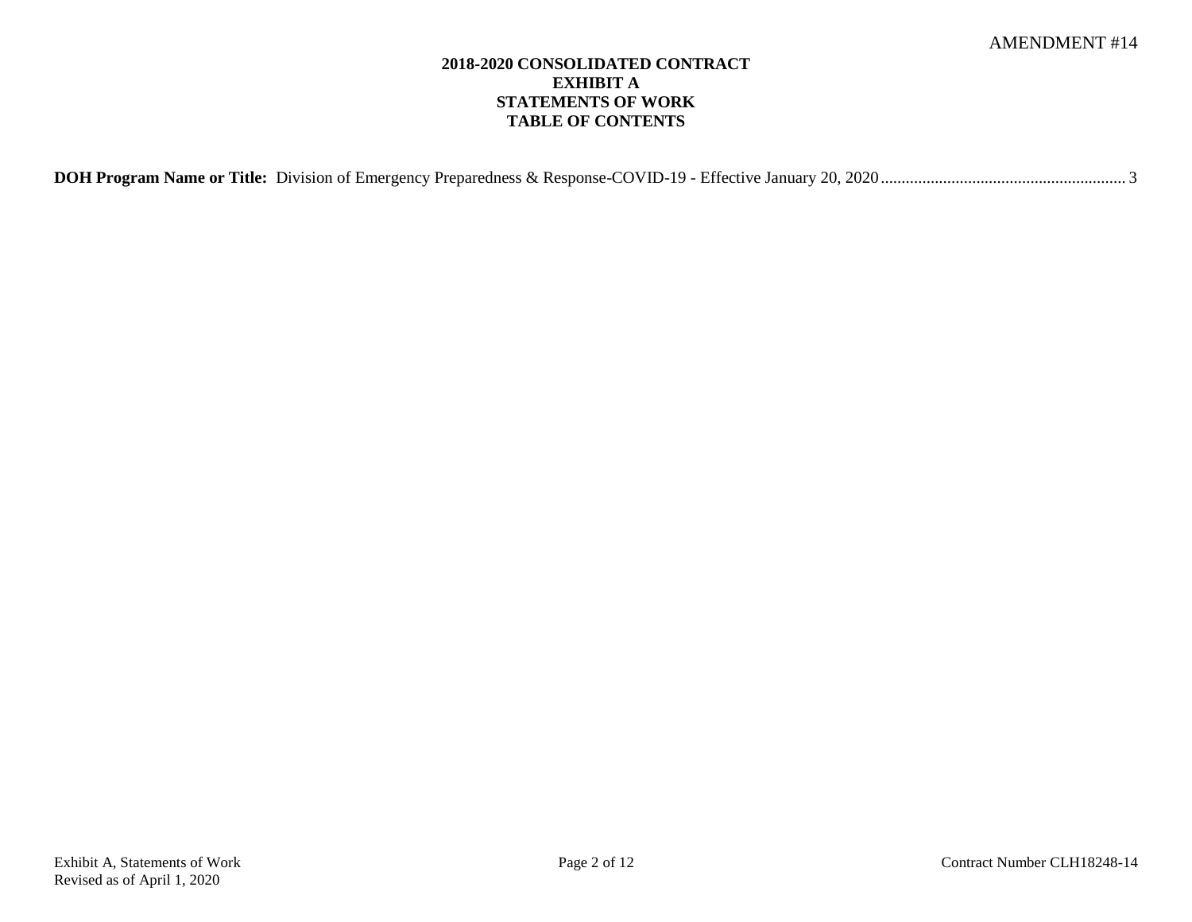AMENDMENT #14

# 2018-2020 CONSOLIDATED CONTRACT
# EXHIBIT A
# STATEMENTS OF WORK
# TABLE OF CONTENTS

**DOH Program Name or Title:** Division of Emergency Preparedness & Response-COVID-19 - Effective January 20, 2020 .......................................................... 3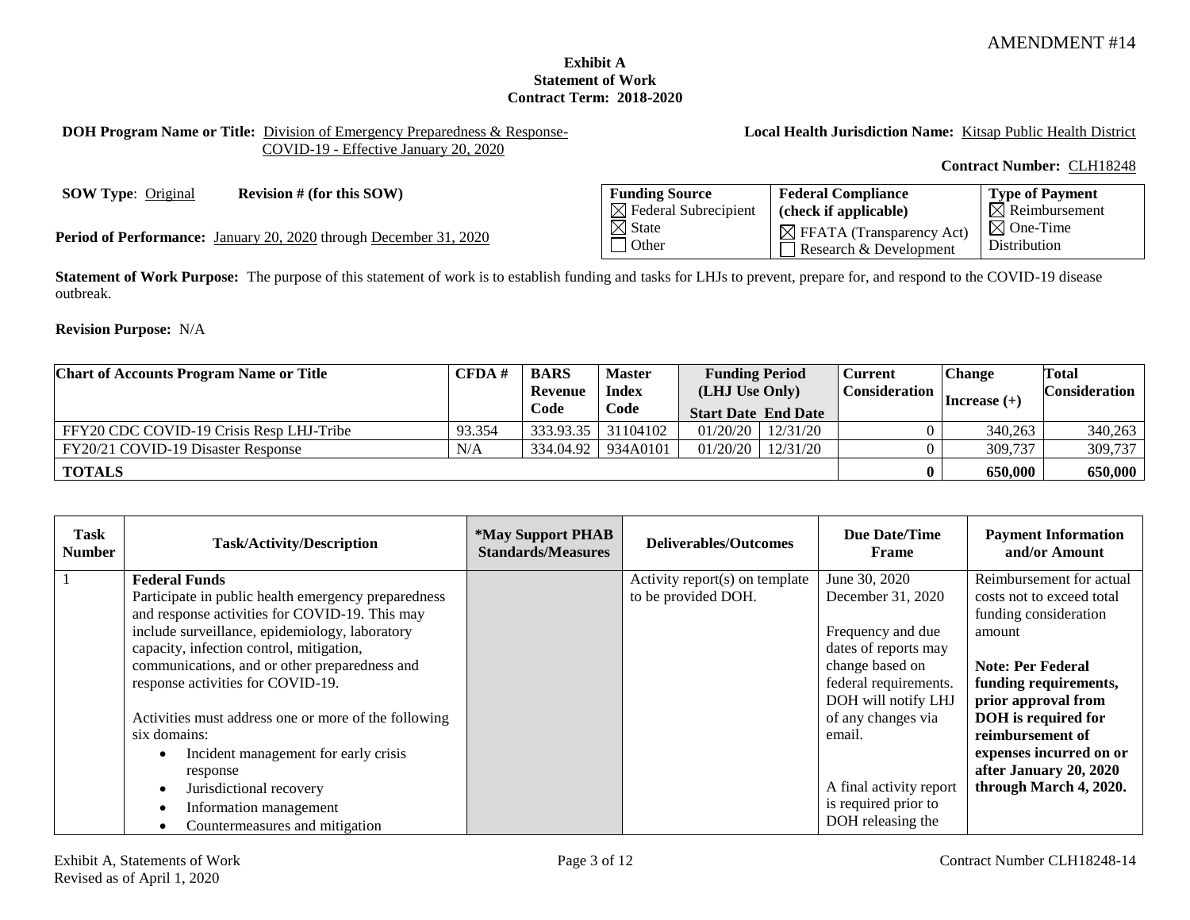AMENDMENT #14

**Exhibit A**
**Statement of Work**
**Contract Term: 2018-2020**

**DOH Program Name or Title:** Division of Emergency Preparedness & Response- COVID-19 - Effective January 20, 2020

**Local Health Jurisdiction Name:** Kitsap Public Health District

**Contract Number:** CLH18248

**SOW Type**: Original **Revision # (for this SOW)**

**Period of Performance:** January 20, 2020 through December 31, 2020

| Funding Source | Federal Compliance (check if applicable) | Type of Payment |
|---|---|---|
| ☒ Federal Subrecipient<br>☒ State<br>☐ Other | ☒ FFATA (Transparency Act)<br>☐ Research & Development | ☒ Reimbursement<br>☒ One-Time Distribution |

**Statement of Work Purpose:** The purpose of this statement of work is to establish funding and tasks for LHJs to prevent, prepare for, and respond to the COVID-19 disease outbreak.

**Revision Purpose:** N/A

| Chart of Accounts Program Name or Title | CFDA # | BARS Revenue Code | Master Index Code | Funding Period (LHJ Use Only) Start Date | End Date | Current Consideration | Change Increase (+) | Total Consideration |
|---|---|---|---|---|---|---|---|---|
| FFY20 CDC COVID-19 Crisis Resp LHJ-Tribe | 93.354 | 333.93.35 | 31104102 | 01/20/20 | 12/31/20 | 0 | 340,263 | 340,263 |
| FY20/21 COVID-19 Disaster Response | N/A | 334.04.92 | 934A0101 | 01/20/20 | 12/31/20 | 0 | 309,737 | 309,737 |
| **TOTALS** | | | | | | **0** | **650,000** | **650,000** |

| Task Number | Task/Activity/Description | *May Support PHAB Standards/Measures | Deliverables/Outcomes | Due Date/Time Frame | Payment Information and/or Amount |
|---|---|---|---|---|---|
| 1 | **Federal Funds**<br>Participate in public health emergency preparedness and response activities for COVID-19. This may include surveillance, epidemiology, laboratory capacity, infection control, mitigation, communications, and or other preparedness and response activities for COVID-19.<br><br>Activities must address one or more of the following six domains:<br>• Incident management for early crisis response<br>• Jurisdictional recovery<br>• Information management<br>• Countermeasures and mitigation | | Activity report(s) on template to be provided DOH. | June 30, 2020<br>December 31, 2020<br><br>Frequency and due dates of reports may change based on federal requirements. DOH will notify LHJ of any changes via email.<br><br>A final activity report is required prior to DOH releasing the | Reimbursement for actual costs not to exceed total funding consideration amount<br><br>**Note: Per Federal funding requirements, prior approval from DOH is required for reimbursement of expenses incurred on or after January 20, 2020 through March 4, 2020.** |

Exhibit A, Statements of Work
Revised as of April 1, 2020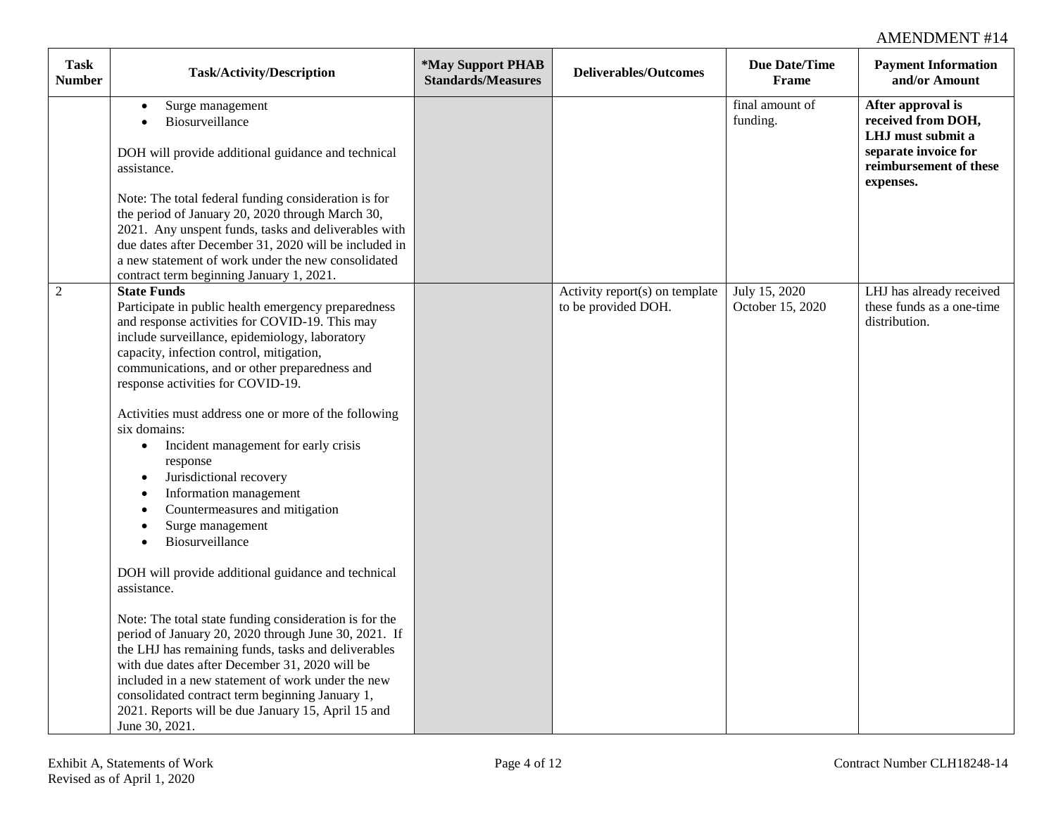| Task Number | Task/Activity/Description | *May Support PHAB Standards/Measures | Deliverables/Outcomes | Due Date/Time Frame | Payment Information and/or Amount |
|---|---|---|---|---|---|
| | • Surge management<br>• Biosurveillance<br><br>DOH will provide additional guidance and technical assistance.<br><br>Note: The total federal funding consideration is for the period of January 20, 2020 through March 30, 2021. Any unspent funds, tasks and deliverables with due dates after December 31, 2020 will be included in a new statement of work under the new consolidated contract term beginning January 1, 2021. | | | final amount of funding. | **After approval is received from DOH, LHJ must submit a separate invoice for reimbursement of these expenses.** |
| 2 | **State Funds**<br>Participate in public health emergency preparedness and response activities for COVID-19. This may include surveillance, epidemiology, laboratory capacity, infection control, mitigation, communications, and or other preparedness and response activities for COVID-19.<br><br>Activities must address one or more of the following six domains:<br>• Incident management for early crisis response<br>• Jurisdictional recovery<br>• Information management<br>• Countermeasures and mitigation<br>• Surge management<br>• Biosurveillance<br><br>DOH will provide additional guidance and technical assistance.<br><br>Note: The total state funding consideration is for the period of January 20, 2020 through June 30, 2021. If the LHJ has remaining funds, tasks and deliverables with due dates after December 31, 2020 will be included in a new statement of work under the new consolidated contract term beginning January 1, 2021. Reports will be due January 15, April 15 and June 30, 2021. | | Activity report(s) on template to be provided DOH. | July 15, 2020<br>October 15, 2020 | LHJ has already received these funds as a one-time distribution. |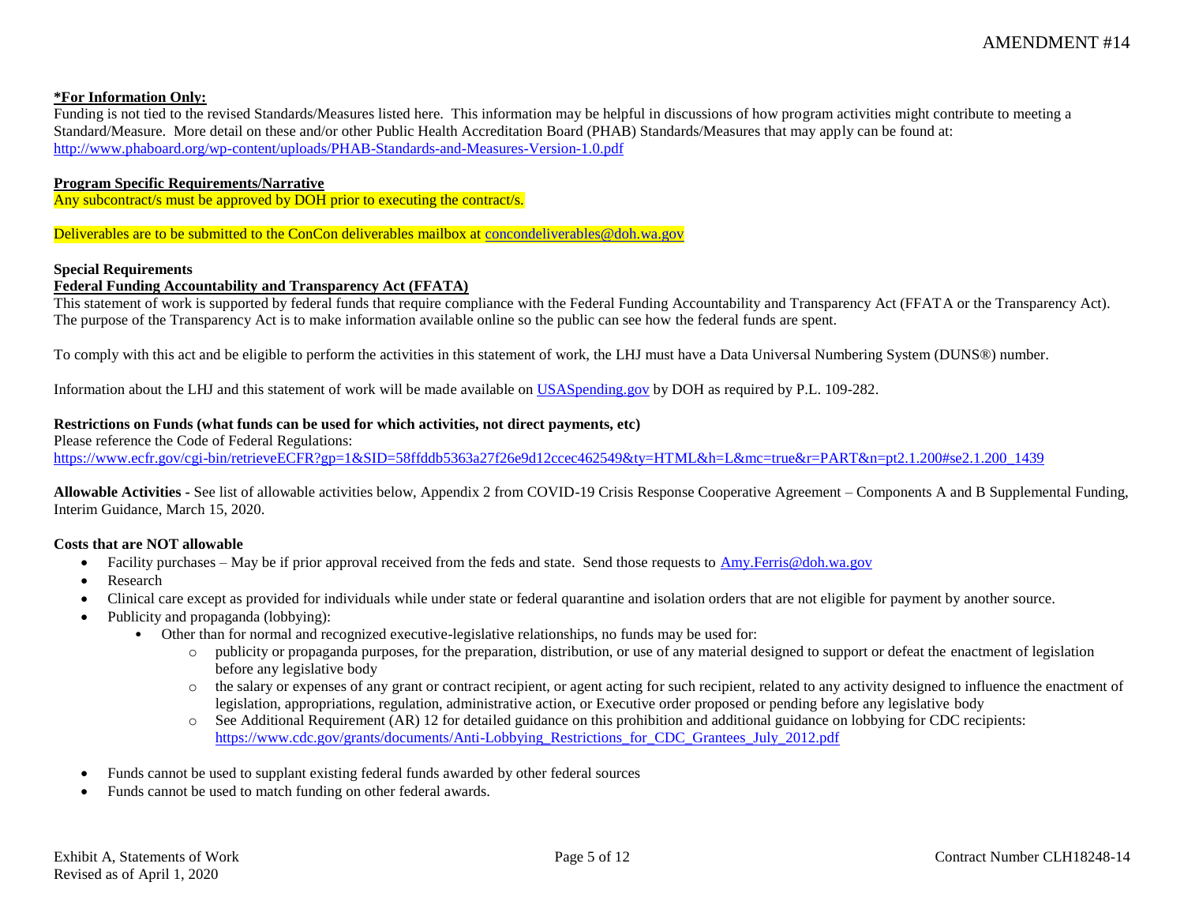**\*For Information Only:**

Funding is not tied to the revised Standards/Measures listed here. This information may be helpful in discussions of how program activities might contribute to meeting a Standard/Measure. More detail on these and/or other Public Health Accreditation Board (PHAB) Standards/Measures that may apply can be found at: http://www.phaboard.org/wp-content/uploads/PHAB-Standards-and-Measures-Version-1.0.pdf

**Program Specific Requirements/Narrative**

Any subcontract/s must be approved by DOH prior to executing the contract/s.

Deliverables are to be submitted to the ConCon deliverables mailbox at concondeliverables@doh.wa.gov

**Special Requirements**

**Federal Funding Accountability and Transparency Act (FFATA)**

This statement of work is supported by federal funds that require compliance with the Federal Funding Accountability and Transparency Act (FFATA or the Transparency Act). The purpose of the Transparency Act is to make information available online so the public can see how the federal funds are spent.

To comply with this act and be eligible to perform the activities in this statement of work, the LHJ must have a Data Universal Numbering System (DUNS®) number.

Information about the LHJ and this statement of work will be made available on USASpending.gov by DOH as required by P.L. 109-282.

**Restrictions on Funds (what funds can be used for which activities, not direct payments, etc)**

Please reference the Code of Federal Regulations:
https://www.ecfr.gov/cgi-bin/retrieveECFR?gp=1&SID=58ffddb5363a27f26e9d12ccec462549&ty=HTML&h=L&mc=true&r=PART&n=pt2.1.200#se2.1.200_1439

**Allowable Activities -** See list of allowable activities below, Appendix 2 from COVID-19 Crisis Response Cooperative Agreement – Components A and B Supplemental Funding, Interim Guidance, March 15, 2020.

**Costs that are NOT allowable**

- Facility purchases – May be if prior approval received from the feds and state. Send those requests to Amy.Ferris@doh.wa.gov
- Research
- Clinical care except as provided for individuals while under state or federal quarantine and isolation orders that are not eligible for payment by another source.
- Publicity and propaganda (lobbying):
  - Other than for normal and recognized executive-legislative relationships, no funds may be used for:
    - publicity or propaganda purposes, for the preparation, distribution, or use of any material designed to support or defeat the enactment of legislation before any legislative body
    - the salary or expenses of any grant or contract recipient, or agent acting for such recipient, related to any activity designed to influence the enactment of legislation, appropriations, regulation, administrative action, or Executive order proposed or pending before any legislative body
    - See Additional Requirement (AR) 12 for detailed guidance on this prohibition and additional guidance on lobbying for CDC recipients: https://www.cdc.gov/grants/documents/Anti-Lobbying_Restrictions_for_CDC_Grantees_July_2012.pdf
- Funds cannot be used to supplant existing federal funds awarded by other federal sources
- Funds cannot be used to match funding on other federal awards.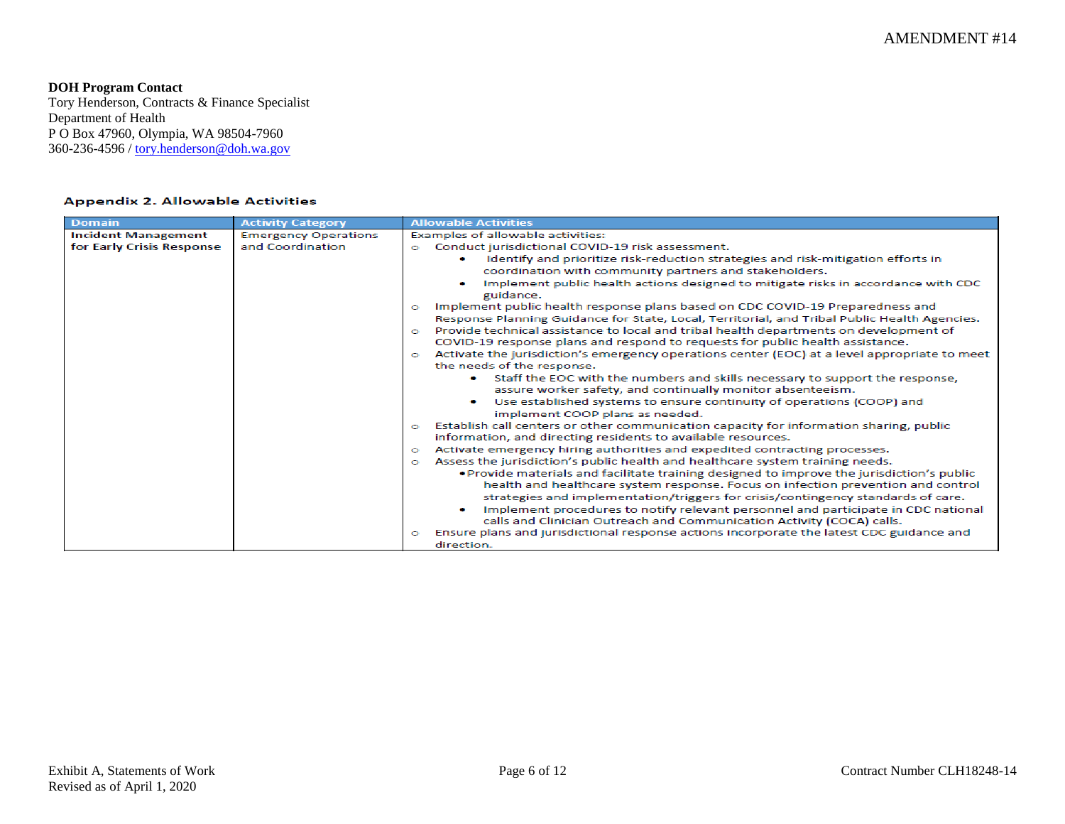**DOH Program Contact**
Tory Henderson, Contracts & Finance Specialist
Department of Health
P O Box 47960, Olympia, WA 98504-7960
360-236-4596 / tory.henderson@doh.wa.gov

**Appendix 2. Allowable Activities**

| Domain | Activity Category | Allowable Activities |
|---|---|---|
| **Incident Management for Early Crisis Response** | Emergency Operations and Coordination | Examples of allowable activities:<br>o Conduct jurisdictional COVID-19 risk assessment.<br>• Identify and prioritize risk-reduction strategies and risk-mitigation efforts in coordination with community partners and stakeholders.<br>• Implement public health actions designed to mitigate risks in accordance with CDC guidance.<br>o Implement public health response plans based on CDC COVID-19 Preparedness and Response Planning Guidance for State, Local, Territorial, and Tribal Public Health Agencies.<br>o Provide technical assistance to local and tribal health departments on development of COVID-19 response plans and respond to requests for public health assistance.<br>o Activate the jurisdiction's emergency operations center (EOC) at a level appropriate to meet the needs of the response.<br>• Staff the EOC with the numbers and skills necessary to support the response, assure worker safety, and continually monitor absenteeism.<br>• Use established systems to ensure continuity of operations (COOP) and implement COOP plans as needed.<br>o Establish call centers or other communication capacity for information sharing, public information, and directing residents to available resources.<br>o Activate emergency hiring authorities and expedited contracting processes.<br>o Assess the jurisdiction's public health and healthcare system training needs.<br>• Provide materials and facilitate training designed to improve the jurisdiction's public health and healthcare system response. Focus on infection prevention and control strategies and implementation/triggers for crisis/contingency standards of care.<br>• Implement procedures to notify relevant personnel and participate in CDC national calls and Clinician Outreach and Communication Activity (COCA) calls.<br>o Ensure plans and jurisdictional response actions incorporate the latest CDC guidance and direction. |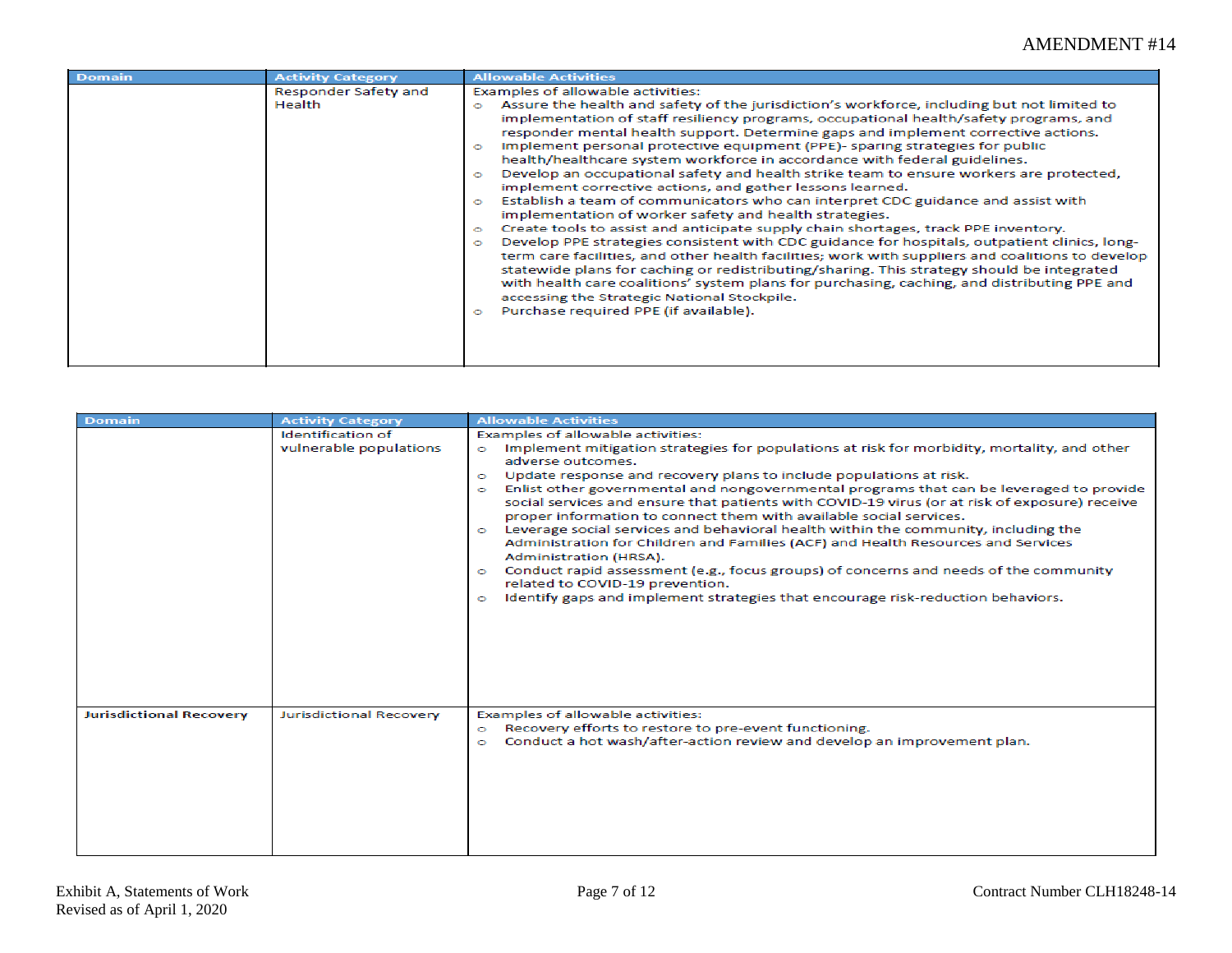| Domain | Activity Category | Allowable Activities |
| --- | --- | --- |
| | Responder Safety and Health | Examples of allowable activities:<br>o Assure the health and safety of the jurisdiction's workforce, including but not limited to implementation of staff resiliency programs, occupational health/safety programs, and responder mental health support. Determine gaps and implement corrective actions.<br>o Implement personal protective equipment (PPE)- sparing strategies for public health/healthcare system workforce in accordance with federal guidelines.<br>o Develop an occupational safety and health strike team to ensure workers are protected, implement corrective actions, and gather lessons learned.<br>o Establish a team of communicators who can interpret CDC guidance and assist with implementation of worker safety and health strategies.<br>o Create tools to assist and anticipate supply chain shortages, track PPE inventory.<br>o Develop PPE strategies consistent with CDC guidance for hospitals, outpatient clinics, long-term care facilities, and other health facilities; work with suppliers and coalitions to develop statewide plans for caching or redistributing/sharing. This strategy should be integrated with health care coalitions' system plans for purchasing, caching, and distributing PPE and accessing the Strategic National Stockpile.<br>o Purchase required PPE (if available). |

| Domain | Activity Category | Allowable Activities |
| --- | --- | --- |
| | Identification of vulnerable populations | Examples of allowable activities:<br>o Implement mitigation strategies for populations at risk for morbidity, mortality, and other adverse outcomes.<br>o Update response and recovery plans to include populations at risk.<br>o Enlist other governmental and nongovernmental programs that can be leveraged to provide social services and ensure that patients with COVID-19 virus (or at risk of exposure) receive proper information to connect them with available social services.<br>o Leverage social services and behavioral health within the community, including the Administration for Children and Families (ACF) and Health Resources and Services Administration (HRSA).<br>o Conduct rapid assessment (e.g., focus groups) of concerns and needs of the community related to COVID-19 prevention.<br>o Identify gaps and implement strategies that encourage risk-reduction behaviors. |
| **Jurisdictional Recovery** | Jurisdictional Recovery | Examples of allowable activities:<br>o Recovery efforts to restore to pre-event functioning.<br>o Conduct a hot wash/after-action review and develop an improvement plan. |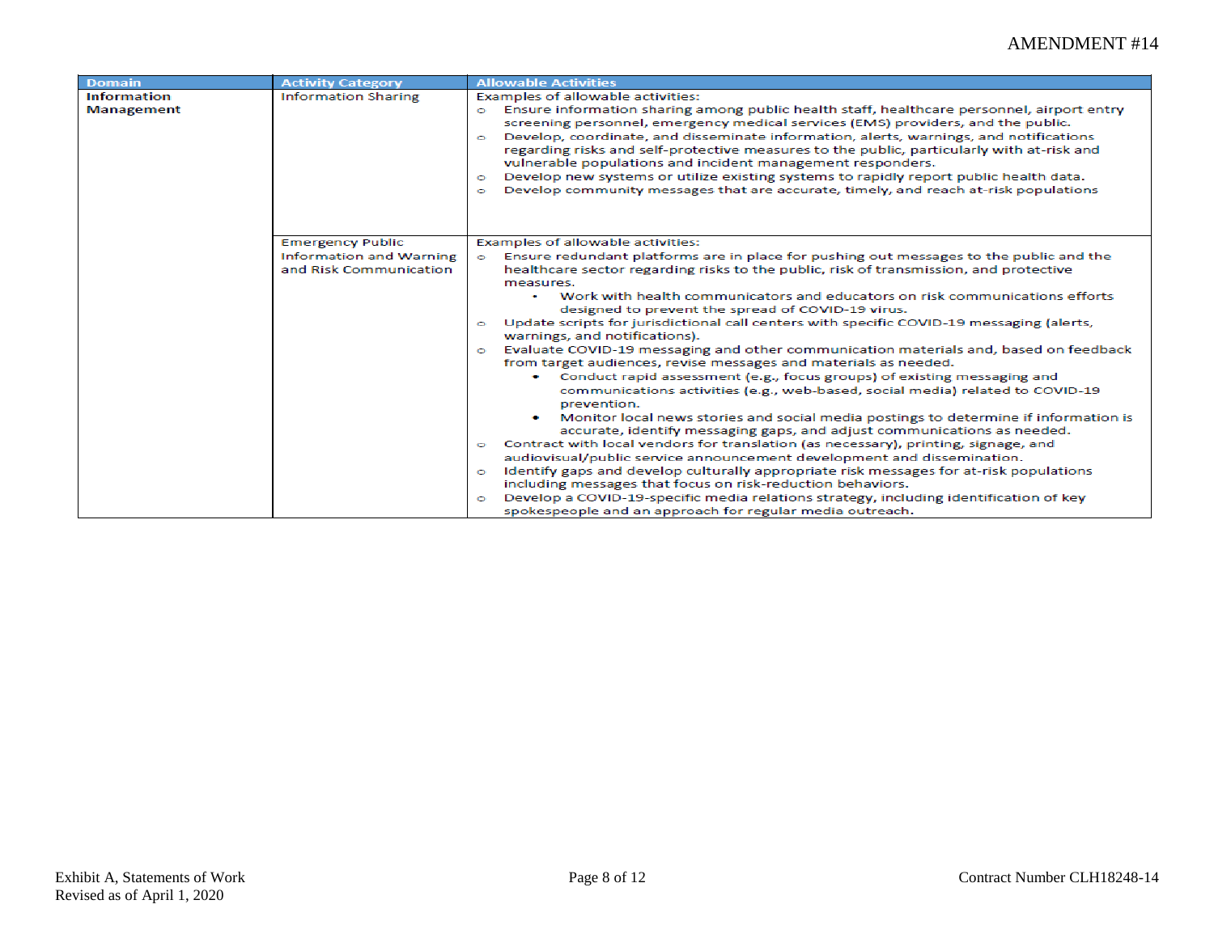| Domain | Activity Category | Allowable Activities |
|---|---|---|
| **Information Management** | Information Sharing | Examples of allowable activities:<br>o Ensure information sharing among public health staff, healthcare personnel, airport entry screening personnel, emergency medical services (EMS) providers, and the public.<br>o Develop, coordinate, and disseminate information, alerts, warnings, and notifications regarding risks and self-protective measures to the public, particularly with at-risk and vulnerable populations and incident management responders.<br>o Develop new systems or utilize existing systems to rapidly report public health data.<br>o Develop community messages that are accurate, timely, and reach at-risk populations |
| | Emergency Public Information and Warning and Risk Communication | Examples of allowable activities:<br>o Ensure redundant platforms are in place for pushing out messages to the public and the healthcare sector regarding risks to the public, risk of transmission, and protective measures.<br>&nbsp;&nbsp;&nbsp;&nbsp;▪ Work with health communicators and educators on risk communications efforts designed to prevent the spread of COVID-19 virus.<br>o Update scripts for jurisdictional call centers with specific COVID-19 messaging (alerts, warnings, and notifications).<br>o Evaluate COVID-19 messaging and other communication materials and, based on feedback from target audiences, revise messages and materials as needed.<br>&nbsp;&nbsp;&nbsp;&nbsp;• Conduct rapid assessment (e.g., focus groups) of existing messaging and communications activities (e.g., web-based, social media) related to COVID-19 prevention.<br>&nbsp;&nbsp;&nbsp;&nbsp;• Monitor local news stories and social media postings to determine if information is accurate, identify messaging gaps, and adjust communications as needed.<br>o Contract with local vendors for translation (as necessary), printing, signage, and audiovisual/public service announcement development and dissemination.<br>o Identify gaps and develop culturally appropriate risk messages for at-risk populations including messages that focus on risk-reduction behaviors.<br>o Develop a COVID-19-specific media relations strategy, including identification of key spokespeople and an approach for regular media outreach. |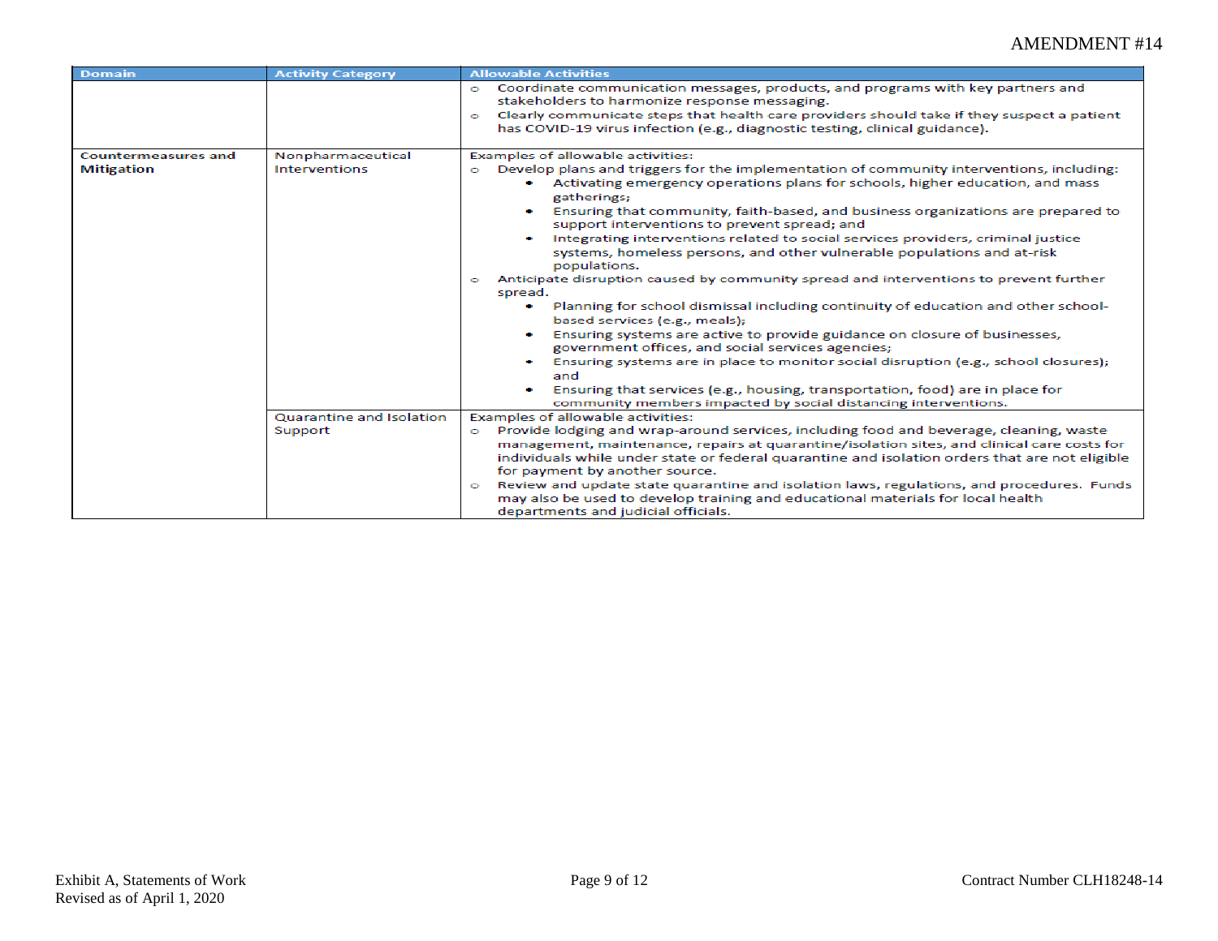| Domain | Activity Category | Allowable Activities |
|---|---|---|
| | | o Coordinate communication messages, products, and programs with key partners and stakeholders to harmonize response messaging.<br>o Clearly communicate steps that health care providers should take if they suspect a patient has COVID-19 virus infection (e.g., diagnostic testing, clinical guidance). |
| **Countermeasures and Mitigation** | Nonpharmaceutical Interventions | Examples of allowable activities:<br>o Develop plans and triggers for the implementation of community interventions, including:<br>• Activating emergency operations plans for schools, higher education, and mass gatherings;<br>• Ensuring that community, faith-based, and business organizations are prepared to support interventions to prevent spread; and<br>• Integrating interventions related to social services providers, criminal justice systems, homeless persons, and other vulnerable populations and at-risk populations.<br>o Anticipate disruption caused by community spread and interventions to prevent further spread.<br>• Planning for school dismissal including continuity of education and other school-based services (e.g., meals);<br>• Ensuring systems are active to provide guidance on closure of businesses, government offices, and social services agencies;<br>• Ensuring systems are in place to monitor social disruption (e.g., school closures); and<br>• Ensuring that services (e.g., housing, transportation, food) are in place for community members impacted by social distancing interventions. |
| | Quarantine and Isolation Support | Examples of allowable activities:<br>o Provide lodging and wrap-around services, including food and beverage, cleaning, waste management, maintenance, repairs at quarantine/isolation sites, and clinical care costs for individuals while under state or federal quarantine and isolation orders that are not eligible for payment by another source.<br>o Review and update state quarantine and isolation laws, regulations, and procedures. Funds may also be used to develop training and educational materials for local health departments and judicial officials. |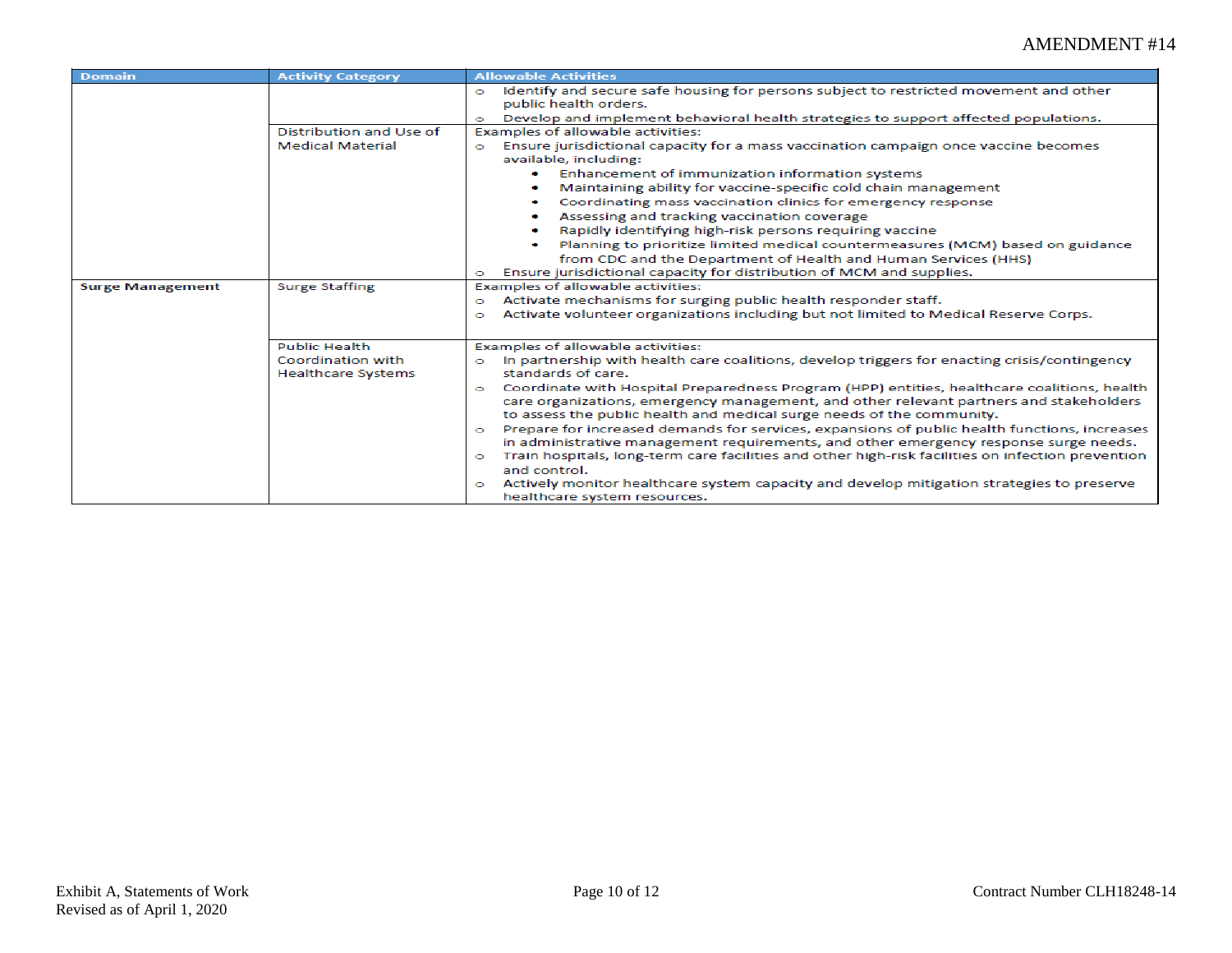| Domain | Activity Category | Allowable Activities |
|---|---|---|
| | | ○ Identify and secure safe housing for persons subject to restricted movement and other public health orders.<br>○ Develop and implement behavioral health strategies to support affected populations. |
| | Distribution and Use of Medical Material | Examples of allowable activities:<br>○ Ensure jurisdictional capacity for a mass vaccination campaign once vaccine becomes available, including:<br>• Enhancement of immunization information systems<br>• Maintaining ability for vaccine-specific cold chain management<br>• Coordinating mass vaccination clinics for emergency response<br>• Assessing and tracking vaccination coverage<br>• Rapidly identifying high-risk persons requiring vaccine<br>• Planning to prioritize limited medical countermeasures (MCM) based on guidance from CDC and the Department of Health and Human Services (HHS)<br>○ Ensure jurisdictional capacity for distribution of MCM and supplies. |
| **Surge Management** | Surge Staffing | Examples of allowable activities:<br>○ Activate mechanisms for surging public health responder staff.<br>○ Activate volunteer organizations including but not limited to Medical Reserve Corps. |
| | Public Health Coordination with Healthcare Systems | Examples of allowable activities:<br>○ In partnership with health care coalitions, develop triggers for enacting crisis/contingency standards of care.<br>○ Coordinate with Hospital Preparedness Program (HPP) entities, healthcare coalitions, health care organizations, emergency management, and other relevant partners and stakeholders to assess the public health and medical surge needs of the community.<br>○ Prepare for increased demands for services, expansions of public health functions, increases in administrative management requirements, and other emergency response surge needs.<br>○ Train hospitals, long-term care facilities and other high-risk facilities on infection prevention and control.<br>○ Actively monitor healthcare system capacity and develop mitigation strategies to preserve healthcare system resources. |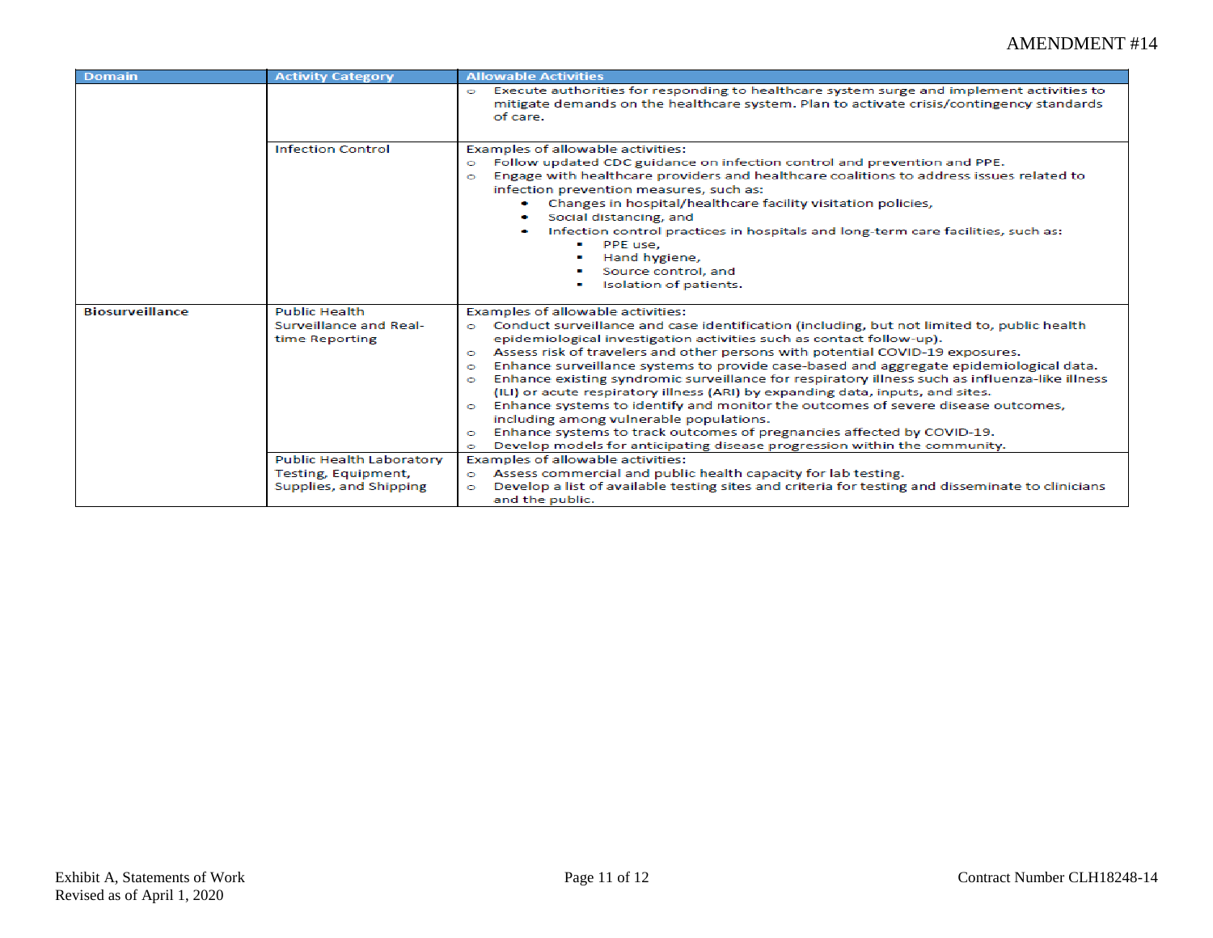| Domain | Activity Category | Allowable Activities |
| --- | --- | --- |
| | | o Execute authorities for responding to healthcare system surge and implement activities to mitigate demands on the healthcare system. Plan to activate crisis/contingency standards of care. |
| | Infection Control | Examples of allowable activities:<br>o Follow updated CDC guidance on infection control and prevention and PPE.<br>o Engage with healthcare providers and healthcare coalitions to address issues related to infection prevention measures, such as:<br>&nbsp;&nbsp;• Changes in hospital/healthcare facility visitation policies,<br>&nbsp;&nbsp;• Social distancing, and<br>&nbsp;&nbsp;• Infection control practices in hospitals and long-term care facilities, such as:<br>&nbsp;&nbsp;&nbsp;&nbsp;▪ PPE use,<br>&nbsp;&nbsp;&nbsp;&nbsp;▪ Hand hygiene,<br>&nbsp;&nbsp;&nbsp;&nbsp;▪ Source control, and<br>&nbsp;&nbsp;&nbsp;&nbsp;▪ Isolation of patients. |
| **Biosurveillance** | Public Health Surveillance and Real-time Reporting | Examples of allowable activities:<br>o Conduct surveillance and case identification (including, but not limited to, public health epidemiological investigation activities such as contact follow-up).<br>o Assess risk of travelers and other persons with potential COVID-19 exposures.<br>o Enhance surveillance systems to provide case-based and aggregate epidemiological data.<br>o Enhance existing syndromic surveillance for respiratory illness such as influenza-like illness (ILI) or acute respiratory illness (ARI) by expanding data, inputs, and sites.<br>o Enhance systems to identify and monitor the outcomes of severe disease outcomes, including among vulnerable populations.<br>o Enhance systems to track outcomes of pregnancies affected by COVID-19.<br>o Develop models for anticipating disease progression within the community. |
| | Public Health Laboratory Testing, Equipment, Supplies, and Shipping | Examples of allowable activities:<br>o Assess commercial and public health capacity for lab testing.<br>o Develop a list of available testing sites and criteria for testing and disseminate to clinicians and the public. |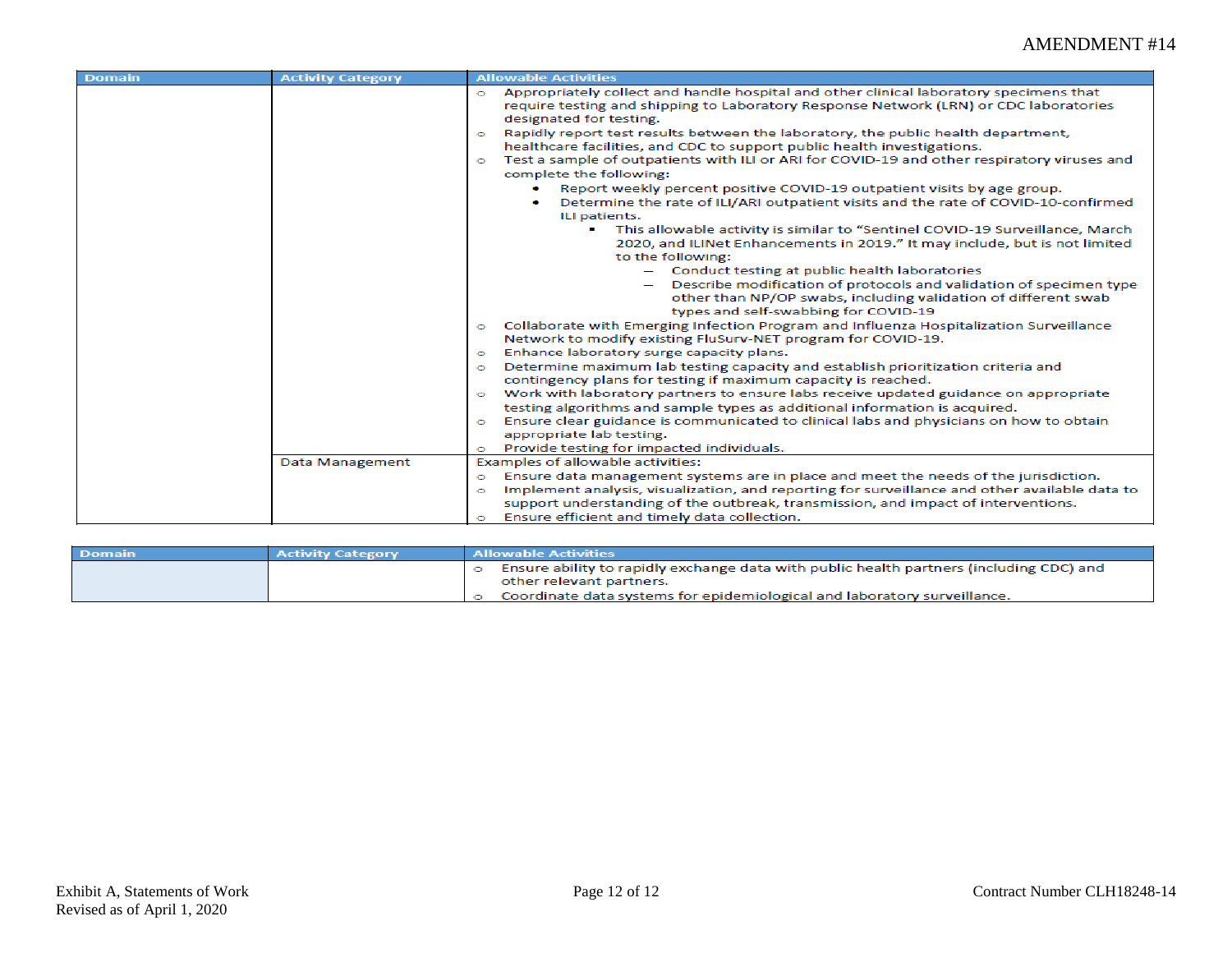| Domain | Activity Category | Allowable Activities |
|---|---|---|
| | | o Appropriately collect and handle hospital and other clinical laboratory specimens that require testing and shipping to Laboratory Response Network (LRN) or CDC laboratories designated for testing.<br>o Rapidly report test results between the laboratory, the public health department, healthcare facilities, and CDC to support public health investigations.<br>o Test a sample of outpatients with ILI or ARI for COVID-19 and other respiratory viruses and complete the following:<br>• Report weekly percent positive COVID-19 outpatient visits by age group.<br>• Determine the rate of ILI/ARI outpatient visits and the rate of COVID-10-confirmed ILI patients.<br>▪ This allowable activity is similar to "Sentinel COVID-19 Surveillance, March 2020, and ILINet Enhancements in 2019." It may include, but is not limited to the following:<br>– Conduct testing at public health laboratories<br>– Describe modification of protocols and validation of specimen type other than NP/OP swabs, including validation of different swab types and self-swabbing for COVID-19<br>o Collaborate with Emerging Infection Program and Influenza Hospitalization Surveillance Network to modify existing FluSurv-NET program for COVID-19.<br>o Enhance laboratory surge capacity plans.<br>o Determine maximum lab testing capacity and establish prioritization criteria and contingency plans for testing if maximum capacity is reached.<br>o Work with laboratory partners to ensure labs receive updated guidance on appropriate testing algorithms and sample types as additional information is acquired.<br>o Ensure clear guidance is communicated to clinical labs and physicians on how to obtain appropriate lab testing.<br>o Provide testing for impacted individuals. |
| | Data Management | Examples of allowable activities:<br>o Ensure data management systems are in place and meet the needs of the jurisdiction.<br>o Implement analysis, visualization, and reporting for surveillance and other available data to support understanding of the outbreak, transmission, and impact of interventions.<br>o Ensure efficient and timely data collection. |
| | | o Ensure ability to rapidly exchange data with public health partners (including CDC) and other relevant partners.<br>o Coordinate data systems for epidemiological and laboratory surveillance. |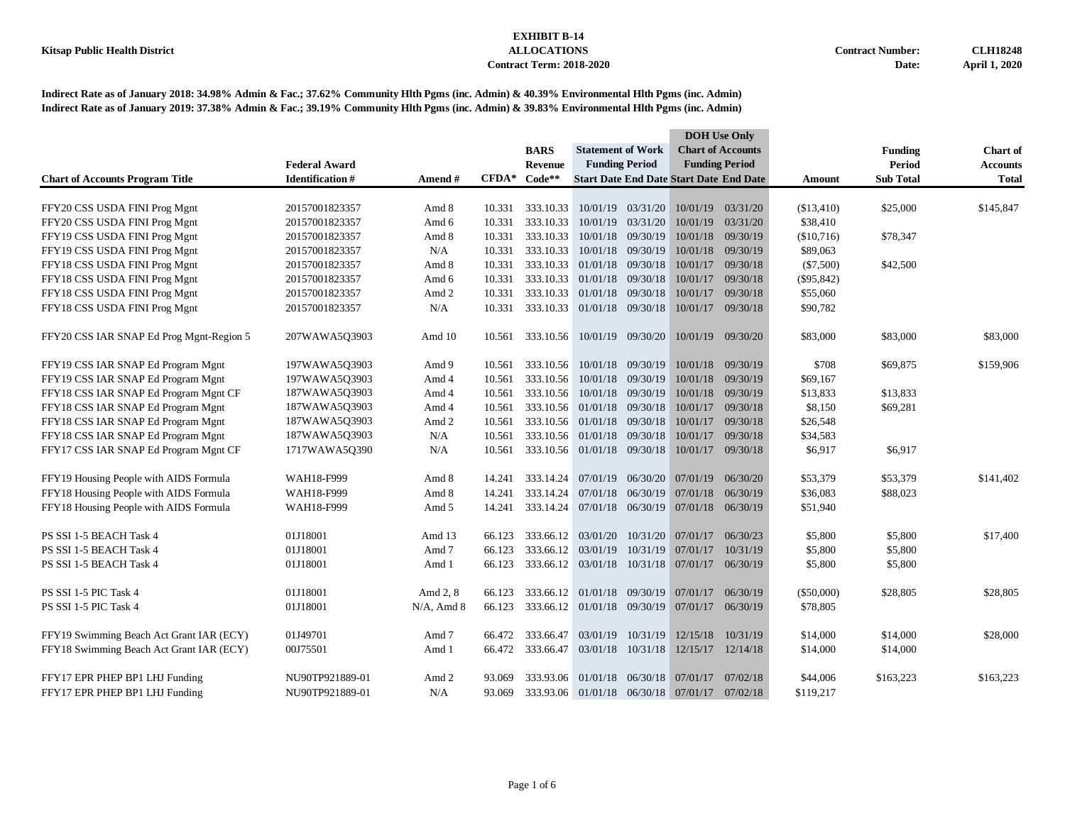**Kitsap Public Health District**

**EXHIBIT B-14**
**ALLOCATIONS**
**Contract Term: 2018-2020**

**Contract Number: CLH18248**
**Date: April 1, 2020**

**Indirect Rate as of January 2018: 34.98% Admin & Fac.; 37.62% Community Hlth Pgms (inc. Admin) & 40.39% Environmental Hlth Pgms (inc. Admin)**
**Indirect Rate as of January 2019: 37.38% Admin & Fac.; 39.19% Community Hlth Pgms (inc. Admin) & 39.83% Environmental Hlth Pgms (inc. Admin)**

| Chart of Accounts Program Title | Federal Award Identification # | Amend # | CFDA* | BARS Revenue Code** | Statement of Work Funding Period Start Date | Statement of Work Funding Period End Date | DOH Use Only Chart of Accounts Funding Period Start Date | DOH Use Only Chart of Accounts Funding Period End Date | Amount | Funding Period Sub Total | Chart of Accounts Total |
|---|---|---|---|---|---|---|---|---|---|---|---|
| FFY20 CSS USDA FINI Prog Mgnt | 20157001823357 | Amd 8 | 10.331 | 333.10.33 | 10/01/19 | 03/31/20 | 10/01/19 | 03/31/20 | ($13,410) | $25,000 | $145,847 |
| FFY20 CSS USDA FINI Prog Mgnt | 20157001823357 | Amd 6 | 10.331 | 333.10.33 | 10/01/19 | 03/31/20 | 10/01/19 | 03/31/20 | $38,410 | | |
| FFY19 CSS USDA FINI Prog Mgnt | 20157001823357 | Amd 8 | 10.331 | 333.10.33 | 10/01/18 | 09/30/19 | 10/01/18 | 09/30/19 | ($10,716) | $78,347 | |
| FFY19 CSS USDA FINI Prog Mgnt | 20157001823357 | N/A | 10.331 | 333.10.33 | 10/01/18 | 09/30/19 | 10/01/18 | 09/30/19 | $89,063 | | |
| FFY18 CSS USDA FINI Prog Mgnt | 20157001823357 | Amd 8 | 10.331 | 333.10.33 | 01/01/18 | 09/30/18 | 10/01/17 | 09/30/18 | ($7,500) | $42,500 | |
| FFY18 CSS USDA FINI Prog Mgnt | 20157001823357 | Amd 6 | 10.331 | 333.10.33 | 01/01/18 | 09/30/18 | 10/01/17 | 09/30/18 | ($95,842) | | |
| FFY18 CSS USDA FINI Prog Mgnt | 20157001823357 | Amd 2 | 10.331 | 333.10.33 | 01/01/18 | 09/30/18 | 10/01/17 | 09/30/18 | $55,060 | | |
| FFY18 CSS USDA FINI Prog Mgnt | 20157001823357 | N/A | 10.331 | 333.10.33 | 01/01/18 | 09/30/18 | 10/01/17 | 09/30/18 | $90,782 | | |
| | | | | | | | | | | | |
| FFY20 CSS IAR SNAP Ed Prog Mgnt-Region 5 | 207WAWA5Q3903 | Amd 10 | 10.561 | 333.10.56 | 10/01/19 | 09/30/20 | 10/01/19 | 09/30/20 | $83,000 | $83,000 | $83,000 |
| | | | | | | | | | | | |
| FFY19 CSS IAR SNAP Ed Program Mgnt | 197WAWA5Q3903 | Amd 9 | 10.561 | 333.10.56 | 10/01/18 | 09/30/19 | 10/01/18 | 09/30/19 | $708 | $69,875 | $159,906 |
| FFY19 CSS IAR SNAP Ed Program Mgnt | 197WAWA5Q3903 | Amd 4 | 10.561 | 333.10.56 | 10/01/18 | 09/30/19 | 10/01/18 | 09/30/19 | $69,167 | | |
| FFY18 CSS IAR SNAP Ed Program Mgnt CF | 187WAWA5Q3903 | Amd 4 | 10.561 | 333.10.56 | 10/01/18 | 09/30/19 | 10/01/18 | 09/30/19 | $13,833 | $13,833 | |
| FFY18 CSS IAR SNAP Ed Program Mgnt | 187WAWA5Q3903 | Amd 4 | 10.561 | 333.10.56 | 01/01/18 | 09/30/18 | 10/01/17 | 09/30/18 | $8,150 | $69,281 | |
| FFY18 CSS IAR SNAP Ed Program Mgnt | 187WAWA5Q3903 | Amd 2 | 10.561 | 333.10.56 | 01/01/18 | 09/30/18 | 10/01/17 | 09/30/18 | $26,548 | | |
| FFY18 CSS IAR SNAP Ed Program Mgnt | 187WAWA5Q3903 | N/A | 10.561 | 333.10.56 | 01/01/18 | 09/30/18 | 10/01/17 | 09/30/18 | $34,583 | | |
| FFY17 CSS IAR SNAP Ed Program Mgnt CF | 1717WAWA5Q390 | N/A | 10.561 | 333.10.56 | 01/01/18 | 09/30/18 | 10/01/17 | 09/30/18 | $6,917 | $6,917 | |
| | | | | | | | | | | | |
| FFY19 Housing People with AIDS Formula | WAH18-F999 | Amd 8 | 14.241 | 333.14.24 | 07/01/19 | 06/30/20 | 07/01/19 | 06/30/20 | $53,379 | $53,379 | $141,402 |
| FFY18 Housing People with AIDS Formula | WAH18-F999 | Amd 8 | 14.241 | 333.14.24 | 07/01/18 | 06/30/19 | 07/01/18 | 06/30/19 | $36,083 | $88,023 | |
| FFY18 Housing People with AIDS Formula | WAH18-F999 | Amd 5 | 14.241 | 333.14.24 | 07/01/18 | 06/30/19 | 07/01/18 | 06/30/19 | $51,940 | | |
| | | | | | | | | | | | |
| PS SSI 1-5 BEACH Task 4 | 01J18001 | Amd 13 | 66.123 | 333.66.12 | 03/01/20 | 10/31/20 | 07/01/17 | 06/30/23 | $5,800 | $5,800 | $17,400 |
| PS SSI 1-5 BEACH Task 4 | 01J18001 | Amd 7 | 66.123 | 333.66.12 | 03/01/19 | 10/31/19 | 07/01/17 | 10/31/19 | $5,800 | $5,800 | |
| PS SSI 1-5 BEACH Task 4 | 01J18001 | Amd 1 | 66.123 | 333.66.12 | 03/01/18 | 10/31/18 | 07/01/17 | 06/30/19 | $5,800 | $5,800 | |
| | | | | | | | | | | | |
| PS SSI 1-5 PIC Task 4 | 01J18001 | Amd 2, 8 | 66.123 | 333.66.12 | 01/01/18 | 09/30/19 | 07/01/17 | 06/30/19 | ($50,000) | $28,805 | $28,805 |
| PS SSI 1-5 PIC Task 4 | 01J18001 | N/A, Amd 8 | 66.123 | 333.66.12 | 01/01/18 | 09/30/19 | 07/01/17 | 06/30/19 | $78,805 | | |
| | | | | | | | | | | | |
| FFY19 Swimming Beach Act Grant IAR (ECY) | 01J49701 | Amd 7 | 66.472 | 333.66.47 | 03/01/19 | 10/31/19 | 12/15/18 | 10/31/19 | $14,000 | $14,000 | $28,000 |
| FFY18 Swimming Beach Act Grant IAR (ECY) | 00J75501 | Amd 1 | 66.472 | 333.66.47 | 03/01/18 | 10/31/18 | 12/15/17 | 12/14/18 | $14,000 | $14,000 | |
| | | | | | | | | | | | |
| FFY17 EPR PHEP BP1 LHJ Funding | NU90TP921889-01 | Amd 2 | 93.069 | 333.93.06 | 01/01/18 | 06/30/18 | 07/01/17 | 07/02/18 | $44,006 | $163,223 | $163,223 |
| FFY17 EPR PHEP BP1 LHJ Funding | NU90TP921889-01 | N/A | 93.069 | 333.93.06 | 01/01/18 | 06/30/18 | 07/01/17 | 07/02/18 | $119,217 | | |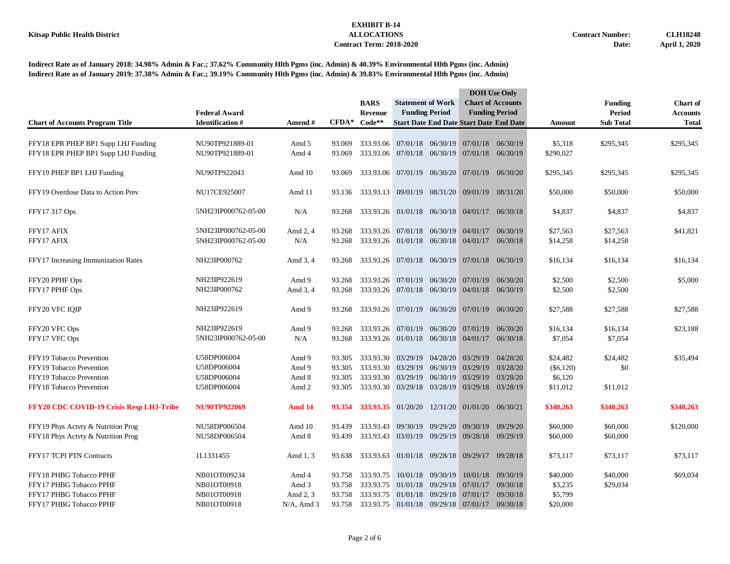**Kitsap Public Health District**

**EXHIBIT B-14**
**ALLOCATIONS**
**Contract Term: 2018-2020**

**Contract Number: CLH18248**
**Date: April 1, 2020**

**Indirect Rate as of January 2018: 34.98% Admin & Fac.; 37.62% Community Hlth Pgms (inc. Admin) & 40.39% Environmental Hlth Pgms (inc. Admin)**
**Indirect Rate as of January 2019: 37.38% Admin & Fac.; 39.19% Community Hlth Pgms (inc. Admin) & 39.83% Environmental Hlth Pgms (inc. Admin)**

| Chart of Accounts Program Title | Federal Award Identification # | Amend # | CFDA* | BARS Revenue Code** | Statement of Work Funding Period Start Date | Statement of Work Funding Period End Date | DOH Use Only Chart of Accounts Funding Period Start Date | DOH Use Only Chart of Accounts Funding Period End Date | Amount | Funding Period Sub Total | Chart of Accounts Total |
|---|---|---|---|---|---|---|---|---|---|---|---|
| FFY18 EPR PHEP BP1 Supp LHJ Funding | NU90TP921889-01 | Amd 5 | 93.069 | 333.93.06 | 07/01/18 | 06/30/19 | 07/01/18 | 06/30/19 | $5,318 | $295,345 | $295,345 |
| FFY18 EPR PHEP BP1 Supp LHJ Funding | NU90TP921889-01 | Amd 4 | 93.069 | 333.93.06 | 07/01/18 | 06/30/19 | 07/01/18 | 06/30/19 | $290,027 | | |
| FFY19 PHEP BP1 LHJ Funding | NU90TP922043 | Amd 10 | 93.069 | 333.93.06 | 07/01/19 | 06/30/20 | 07/01/19 | 06/30/20 | $295,345 | $295,345 | $295,345 |
| FFY19 Overdose Data to Action Prev | NU17CE925007 | Amd 11 | 93.136 | 333.93.13 | 09/01/19 | 08/31/20 | 09/01/19 | 08/31/20 | $50,000 | $50,000 | $50,000 |
| FFY17 317 Ops | 5NH23IP000762-05-00 | N/A | 93.268 | 333.93.26 | 01/01/18 | 06/30/18 | 04/01/17 | 06/30/18 | $4,837 | $4,837 | $4,837 |
| FFY17 AFIX | 5NH23IP000762-05-00 | Amd 2, 4 | 93.268 | 333.93.26 | 07/01/18 | 06/30/19 | 04/01/17 | 06/30/19 | $27,563 | $27,563 | $41,821 |
| FFY17 AFIX | 5NH23IP000762-05-00 | N/A | 93.268 | 333.93.26 | 01/01/18 | 06/30/18 | 04/01/17 | 06/30/18 | $14,258 | $14,258 | |
| FFY17 Increasing Immunization Rates | NH23IP000762 | Amd 3, 4 | 93.268 | 333.93.26 | 07/01/18 | 06/30/19 | 07/01/18 | 06/30/19 | $16,134 | $16,134 | $16,134 |
| FFY20 PPHF Ops | NH23IP922619 | Amd 9 | 93.268 | 333.93.26 | 07/01/19 | 06/30/20 | 07/01/19 | 06/30/20 | $2,500 | $2,500 | $5,000 |
| FFY17 PPHF Ops | NH23IP000762 | Amd 3, 4 | 93.268 | 333.93.26 | 07/01/18 | 06/30/19 | 04/01/18 | 06/30/19 | $2,500 | $2,500 | |
| FFY20 VFC IQIP | NH23IP922619 | Amd 9 | 93.268 | 333.93.26 | 07/01/19 | 06/30/20 | 07/01/19 | 06/30/20 | $27,588 | $27,588 | $27,588 |
| FFY20 VFC Ops | NH23IP922619 | Amd 9 | 93.268 | 333.93.26 | 07/01/19 | 06/30/20 | 07/01/19 | 06/30/20 | $16,134 | $16,134 | $23,188 |
| FFY17 VFC Ops | 5NH23IP000762-05-00 | N/A | 93.268 | 333.93.26 | 01/01/18 | 06/30/18 | 04/01/17 | 06/30/18 | $7,054 | $7,054 | |
| FFY19 Tobacco Prevention | U58DP006004 | Amd 9 | 93.305 | 333.93.30 | 03/29/19 | 04/28/20 | 03/29/19 | 04/28/20 | $24,482 | $24,482 | $35,494 |
| FFY19 Tobacco Prevention | U58DP006004 | Amd 9 | 93.305 | 333.93.30 | 03/29/19 | 06/30/19 | 03/29/19 | 03/28/20 | ($6,120) | $0 | |
| FFY19 Tobacco Prevention | U58DP006004 | Amd 8 | 93.305 | 333.93.30 | 03/29/19 | 06/30/19 | 03/29/19 | 03/28/20 | $6,120 | | |
| FFY18 Tobacco Prevention | U58DP006004 | Amd 2 | 93.305 | 333.93.30 | 03/29/18 | 03/28/19 | 03/29/18 | 03/28/19 | $11,012 | $11,012 | |
| **FFY20 CDC COVID-19 Crisis Resp LHJ-Tribe** | **NU90TP922069** | **Amd 14** | **93.354** | **333.93.35** | 01/20/20 | 12/31/20 | 01/01/20 | 06/30/21 | **$340,263** | **$340,263** | **$340,263** |
| FFY19 Phys Actvty & Nutrition Prog | NU58DP006504 | Amd 10 | 93.439 | 333.93.43 | 09/30/19 | 09/29/20 | 09/30/19 | 09/29/20 | $60,000 | $60,000 | $120,000 |
| FFY18 Phys Actvty & Nutrition Prog | NU58DP006504 | Amd 8 | 93.439 | 333.93.43 | 03/01/19 | 09/29/19 | 09/28/18 | 09/29/19 | $60,000 | $60,000 | |
| FFY17 TCPI PTN Contracts | 1L1331455 | Amd 1, 3 | 93.638 | 333.93.63 | 01/01/18 | 09/28/18 | 09/29/17 | 09/28/18 | $73,117 | $73,117 | $73,117 |
| FFY18 PHBG Tobacco PPHF | NB01OT009234 | Amd 4 | 93.758 | 333.93.75 | 10/01/18 | 09/30/19 | 10/01/18 | 09/30/19 | $40,000 | $40,000 | $69,034 |
| FFY17 PHBG Tobacco PPHF | NB01OT00918 | Amd 3 | 93.758 | 333.93.75 | 01/01/18 | 09/29/18 | 07/01/17 | 09/30/18 | $3,235 | $29,034 | |
| FFY17 PHBG Tobacco PPHF | NB01OT00918 | Amd 2, 3 | 93.758 | 333.93.75 | 01/01/18 | 09/29/18 | 07/01/17 | 09/30/18 | $5,799 | | |
| FFY17 PHBG Tobacco PPHF | NB01OT00918 | N/A, Amd 3 | 93.758 | 333.93.75 | 01/01/18 | 09/29/18 | 07/01/17 | 09/30/18 | $20,000 | | |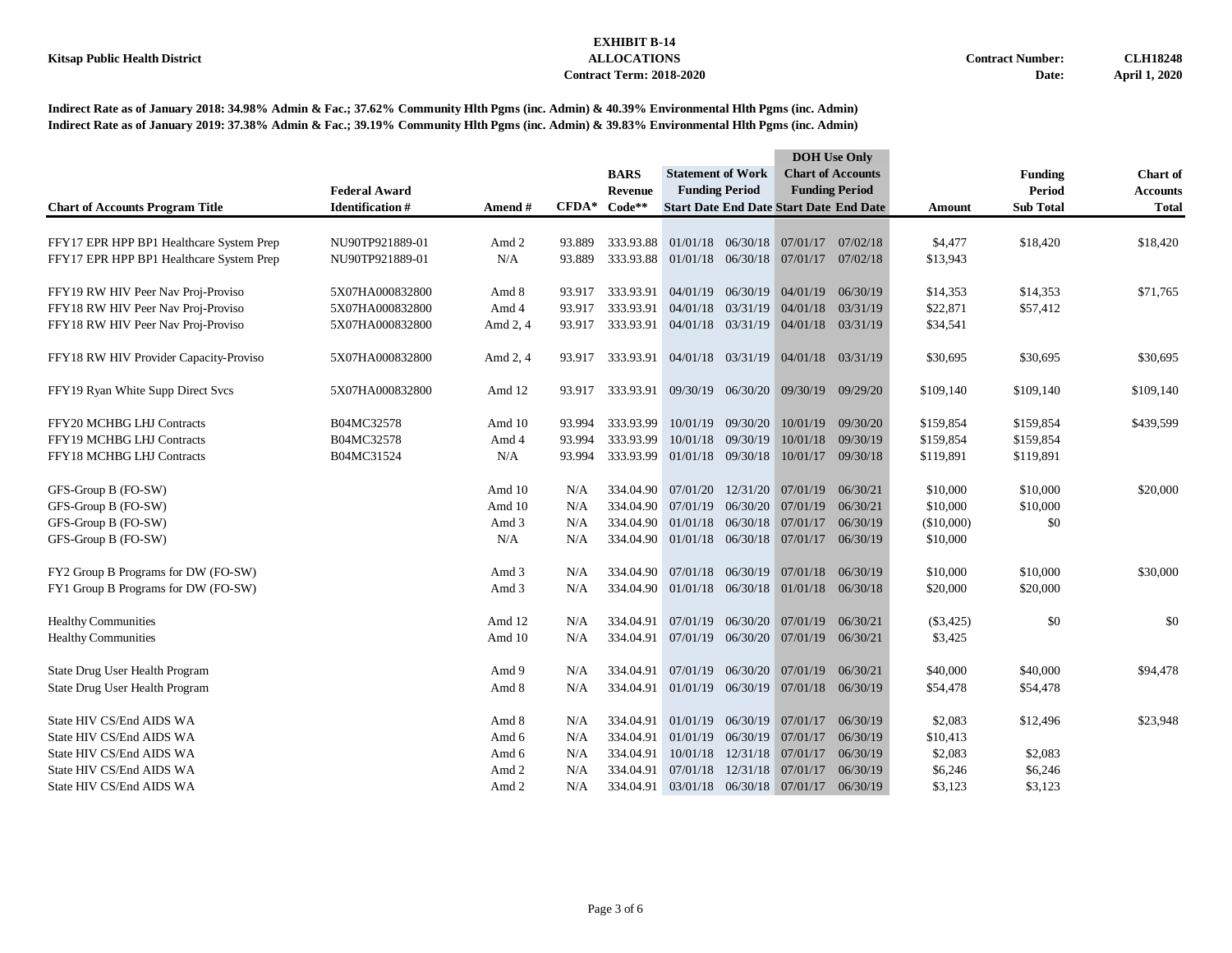**Kitsap Public Health District**

**EXHIBIT B-14**
**ALLOCATIONS**
**Contract Term: 2018-2020**

**Contract Number: CLH18248**
**Date: April 1, 2020**

**Indirect Rate as of January 2018: 34.98% Admin & Fac.; 37.62% Community Hlth Pgms (inc. Admin) & 40.39% Environmental Hlth Pgms (inc. Admin)**
**Indirect Rate as of January 2019: 37.38% Admin & Fac.; 39.19% Community Hlth Pgms (inc. Admin) & 39.83% Environmental Hlth Pgms (inc. Admin)**

| Chart of Accounts Program Title | Federal Award Identification # | Amend # | CFDA* | BARS Revenue Code** | Statement of Work Funding Period Start Date | Statement of Work Funding Period End Date | DOH Use Only Chart of Accounts Funding Period Start Date | DOH Use Only Chart of Accounts Funding Period End Date | Amount | Funding Period Sub Total | Chart of Accounts Total |
|---|---|---|---|---|---|---|---|---|---|---|---|
| FFY17 EPR HPP BP1 Healthcare System Prep | NU90TP921889-01 | Amd 2 | 93.889 | 333.93.88 | 01/01/18 | 06/30/18 | 07/01/17 | 07/02/18 | $4,477 | $18,420 | $18,420 |
| FFY17 EPR HPP BP1 Healthcare System Prep | NU90TP921889-01 | N/A | 93.889 | 333.93.88 | 01/01/18 | 06/30/18 | 07/01/17 | 07/02/18 | $13,943 | | |
| FFY19 RW HIV Peer Nav Proj-Proviso | 5X07HA000832800 | Amd 8 | 93.917 | 333.93.91 | 04/01/19 | 06/30/19 | 04/01/19 | 06/30/19 | $14,353 | $14,353 | $71,765 |
| FFY18 RW HIV Peer Nav Proj-Proviso | 5X07HA000832800 | Amd 4 | 93.917 | 333.93.91 | 04/01/18 | 03/31/19 | 04/01/18 | 03/31/19 | $22,871 | $57,412 | |
| FFY18 RW HIV Peer Nav Proj-Proviso | 5X07HA000832800 | Amd 2, 4 | 93.917 | 333.93.91 | 04/01/18 | 03/31/19 | 04/01/18 | 03/31/19 | $34,541 | | |
| FFY18 RW HIV Provider Capacity-Proviso | 5X07HA000832800 | Amd 2, 4 | 93.917 | 333.93.91 | 04/01/18 | 03/31/19 | 04/01/18 | 03/31/19 | $30,695 | $30,695 | $30,695 |
| FFY19 Ryan White Supp Direct Svcs | 5X07HA000832800 | Amd 12 | 93.917 | 333.93.91 | 09/30/19 | 06/30/20 | 09/30/19 | 09/29/20 | $109,140 | $109,140 | $109,140 |
| FFY20 MCHBG LHJ Contracts | B04MC32578 | Amd 10 | 93.994 | 333.93.99 | 10/01/19 | 09/30/20 | 10/01/19 | 09/30/20 | $159,854 | $159,854 | $439,599 |
| FFY19 MCHBG LHJ Contracts | B04MC32578 | Amd 4 | 93.994 | 333.93.99 | 10/01/18 | 09/30/19 | 10/01/18 | 09/30/19 | $159,854 | $159,854 | |
| FFY18 MCHBG LHJ Contracts | B04MC31524 | N/A | 93.994 | 333.93.99 | 01/01/18 | 09/30/18 | 10/01/17 | 09/30/18 | $119,891 | $119,891 | |
| GFS-Group B (FO-SW) | | Amd 10 | N/A | 334.04.90 | 07/01/20 | 12/31/20 | 07/01/19 | 06/30/21 | $10,000 | $10,000 | $20,000 |
| GFS-Group B (FO-SW) | | Amd 10 | N/A | 334.04.90 | 07/01/19 | 06/30/20 | 07/01/19 | 06/30/21 | $10,000 | $10,000 | |
| GFS-Group B (FO-SW) | | Amd 3 | N/A | 334.04.90 | 01/01/18 | 06/30/18 | 07/01/17 | 06/30/19 | ($10,000) | $0 | |
| GFS-Group B (FO-SW) | | N/A | N/A | 334.04.90 | 01/01/18 | 06/30/18 | 07/01/17 | 06/30/19 | $10,000 | | |
| FY2 Group B Programs for DW (FO-SW) | | Amd 3 | N/A | 334.04.90 | 07/01/18 | 06/30/19 | 07/01/18 | 06/30/19 | $10,000 | $10,000 | $30,000 |
| FY1 Group B Programs for DW (FO-SW) | | Amd 3 | N/A | 334.04.90 | 01/01/18 | 06/30/18 | 01/01/18 | 06/30/18 | $20,000 | $20,000 | |
| Healthy Communities | | Amd 12 | N/A | 334.04.91 | 07/01/19 | 06/30/20 | 07/01/19 | 06/30/21 | ($3,425) | $0 | $0 |
| Healthy Communities | | Amd 10 | N/A | 334.04.91 | 07/01/19 | 06/30/20 | 07/01/19 | 06/30/21 | $3,425 | | |
| State Drug User Health Program | | Amd 9 | N/A | 334.04.91 | 07/01/19 | 06/30/20 | 07/01/19 | 06/30/21 | $40,000 | $40,000 | $94,478 |
| State Drug User Health Program | | Amd 8 | N/A | 334.04.91 | 01/01/19 | 06/30/19 | 07/01/18 | 06/30/19 | $54,478 | $54,478 | |
| State HIV CS/End AIDS WA | | Amd 8 | N/A | 334.04.91 | 01/01/19 | 06/30/19 | 07/01/17 | 06/30/19 | $2,083 | $12,496 | $23,948 |
| State HIV CS/End AIDS WA | | Amd 6 | N/A | 334.04.91 | 01/01/19 | 06/30/19 | 07/01/17 | 06/30/19 | $10,413 | | |
| State HIV CS/End AIDS WA | | Amd 6 | N/A | 334.04.91 | 10/01/18 | 12/31/18 | 07/01/17 | 06/30/19 | $2,083 | $2,083 | |
| State HIV CS/End AIDS WA | | Amd 2 | N/A | 334.04.91 | 07/01/18 | 12/31/18 | 07/01/17 | 06/30/19 | $6,246 | $6,246 | |
| State HIV CS/End AIDS WA | | Amd 2 | N/A | 334.04.91 | 03/01/18 | 06/30/18 | 07/01/17 | 06/30/19 | $3,123 | $3,123 | |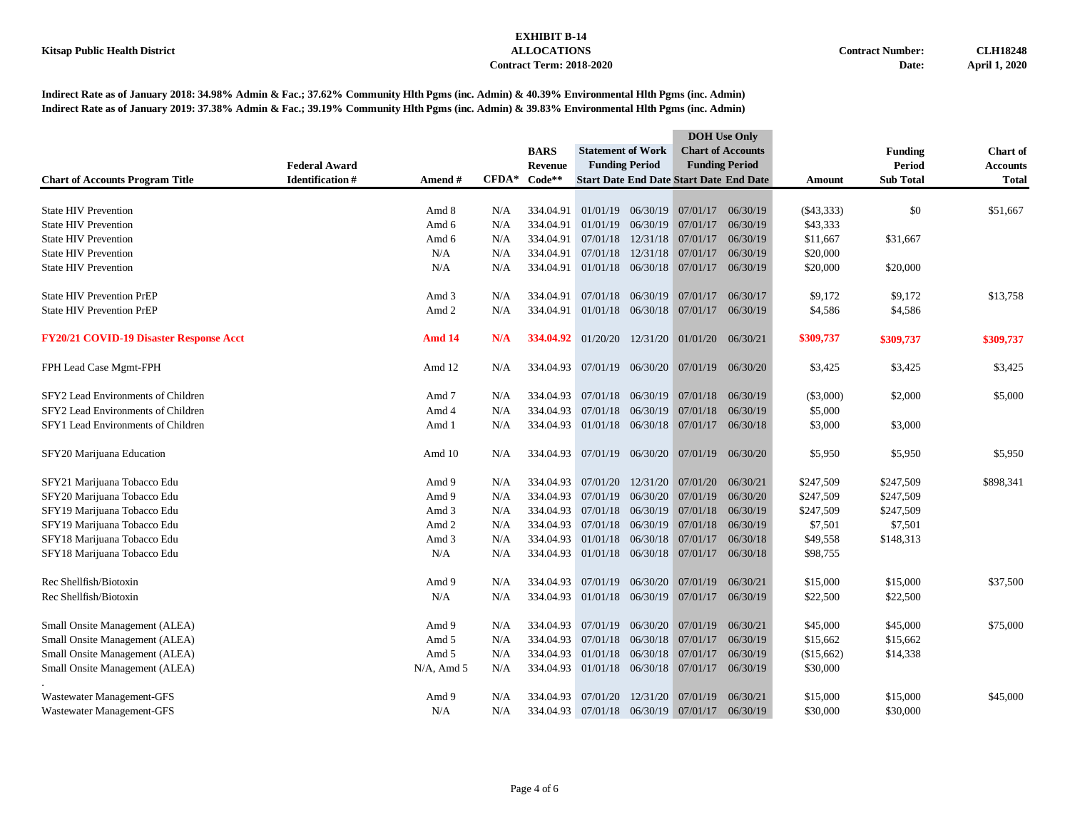**Kitsap Public Health District**

**EXHIBIT B-14**
**ALLOCATIONS**
**Contract Term: 2018-2020**

**Contract Number:** **CLH18248**
**Date:** **April 1, 2020**

**Indirect Rate as of January 2018: 34.98% Admin & Fac.; 37.62% Community Hlth Pgms (inc. Admin) & 40.39% Environmental Hlth Pgms (inc. Admin)**
**Indirect Rate as of January 2019: 37.38% Admin & Fac.; 39.19% Community Hlth Pgms (inc. Admin) & 39.83% Environmental Hlth Pgms (inc. Admin)**

| Chart of Accounts Program Title | Federal Award Identification # | Amend # | CFDA* | BARS Revenue Code** | Statement of Work Funding Period Start Date | Statement of Work Funding Period End Date | DOH Use Only Chart of Accounts Funding Period Start Date | DOH Use Only Chart of Accounts Funding Period End Date | Amount | Funding Period Sub Total | Chart of Accounts Total |
|---|---|---|---|---|---|---|---|---|---|---|---|
| State HIV Prevention | | Amd 8 | N/A | 334.04.91 | 01/01/19 | 06/30/19 | 07/01/17 | 06/30/19 | ($43,333) | $0 | $51,667 |
| State HIV Prevention | | Amd 6 | N/A | 334.04.91 | 01/01/19 | 06/30/19 | 07/01/17 | 06/30/19 | $43,333 | | |
| State HIV Prevention | | Amd 6 | N/A | 334.04.91 | 07/01/18 | 12/31/18 | 07/01/17 | 06/30/19 | $11,667 | $31,667 | |
| State HIV Prevention | | N/A | N/A | 334.04.91 | 07/01/18 | 12/31/18 | 07/01/17 | 06/30/19 | $20,000 | | |
| State HIV Prevention | | N/A | N/A | 334.04.91 | 01/01/18 | 06/30/18 | 07/01/17 | 06/30/19 | $20,000 | $20,000 | |
| State HIV Prevention PrEP | | Amd 3 | N/A | 334.04.91 | 07/01/18 | 06/30/19 | 07/01/17 | 06/30/17 | $9,172 | $9,172 | $13,758 |
| State HIV Prevention PrEP | | Amd 2 | N/A | 334.04.91 | 01/01/18 | 06/30/18 | 07/01/17 | 06/30/19 | $4,586 | $4,586 | |
| **FY20/21 COVID-19 Disaster Response Acct** | | **Amd 14** | **N/A** | **334.04.92** | 01/20/20 | 12/31/20 | 01/01/20 | 06/30/21 | **$309,737** | **$309,737** | **$309,737** |
| FPH Lead Case Mgmt-FPH | | Amd 12 | N/A | 334.04.93 | 07/01/19 | 06/30/20 | 07/01/19 | 06/30/20 | $3,425 | $3,425 | $3,425 |
| SFY2 Lead Environments of Children | | Amd 7 | N/A | 334.04.93 | 07/01/18 | 06/30/19 | 07/01/18 | 06/30/19 | ($3,000) | $2,000 | $5,000 |
| SFY2 Lead Environments of Children | | Amd 4 | N/A | 334.04.93 | 07/01/18 | 06/30/19 | 07/01/18 | 06/30/19 | $5,000 | | |
| SFY1 Lead Environments of Children | | Amd 1 | N/A | 334.04.93 | 01/01/18 | 06/30/18 | 07/01/17 | 06/30/18 | $3,000 | $3,000 | |
| SFY20 Marijuana Education | | Amd 10 | N/A | 334.04.93 | 07/01/19 | 06/30/20 | 07/01/19 | 06/30/20 | $5,950 | $5,950 | $5,950 |
| SFY21 Marijuana Tobacco Edu | | Amd 9 | N/A | 334.04.93 | 07/01/20 | 12/31/20 | 07/01/20 | 06/30/21 | $247,509 | $247,509 | $898,341 |
| SFY20 Marijuana Tobacco Edu | | Amd 9 | N/A | 334.04.93 | 07/01/19 | 06/30/20 | 07/01/19 | 06/30/20 | $247,509 | $247,509 | |
| SFY19 Marijuana Tobacco Edu | | Amd 3 | N/A | 334.04.93 | 07/01/18 | 06/30/19 | 07/01/18 | 06/30/19 | $247,509 | $247,509 | |
| SFY19 Marijuana Tobacco Edu | | Amd 2 | N/A | 334.04.93 | 07/01/18 | 06/30/19 | 07/01/18 | 06/30/19 | $7,501 | $7,501 | |
| SFY18 Marijuana Tobacco Edu | | Amd 3 | N/A | 334.04.93 | 01/01/18 | 06/30/18 | 07/01/17 | 06/30/18 | $49,558 | $148,313 | |
| SFY18 Marijuana Tobacco Edu | | N/A | N/A | 334.04.93 | 01/01/18 | 06/30/18 | 07/01/17 | 06/30/18 | $98,755 | | |
| Rec Shellfish/Biotoxin | | Amd 9 | N/A | 334.04.93 | 07/01/19 | 06/30/20 | 07/01/19 | 06/30/21 | $15,000 | $15,000 | $37,500 |
| Rec Shellfish/Biotoxin | | N/A | N/A | 334.04.93 | 01/01/18 | 06/30/19 | 07/01/17 | 06/30/19 | $22,500 | $22,500 | |
| Small Onsite Management (ALEA) | | Amd 9 | N/A | 334.04.93 | 07/01/19 | 06/30/20 | 07/01/19 | 06/30/21 | $45,000 | $45,000 | $75,000 |
| Small Onsite Management (ALEA) | | Amd 5 | N/A | 334.04.93 | 07/01/18 | 06/30/18 | 07/01/17 | 06/30/19 | $15,662 | $15,662 | |
| Small Onsite Management (ALEA) | | Amd 5 | N/A | 334.04.93 | 01/01/18 | 06/30/18 | 07/01/17 | 06/30/19 | ($15,662) | $14,338 | |
| Small Onsite Management (ALEA) | | N/A, Amd 5 | N/A | 334.04.93 | 01/01/18 | 06/30/18 | 07/01/17 | 06/30/19 | $30,000 | | |
| Wastewater Management-GFS | | Amd 9 | N/A | 334.04.93 | 07/01/20 | 12/31/20 | 07/01/19 | 06/30/21 | $15,000 | $15,000 | $45,000 |
| Wastewater Management-GFS | | N/A | N/A | 334.04.93 | 07/01/18 | 06/30/19 | 07/01/17 | 06/30/19 | $30,000 | $30,000 | |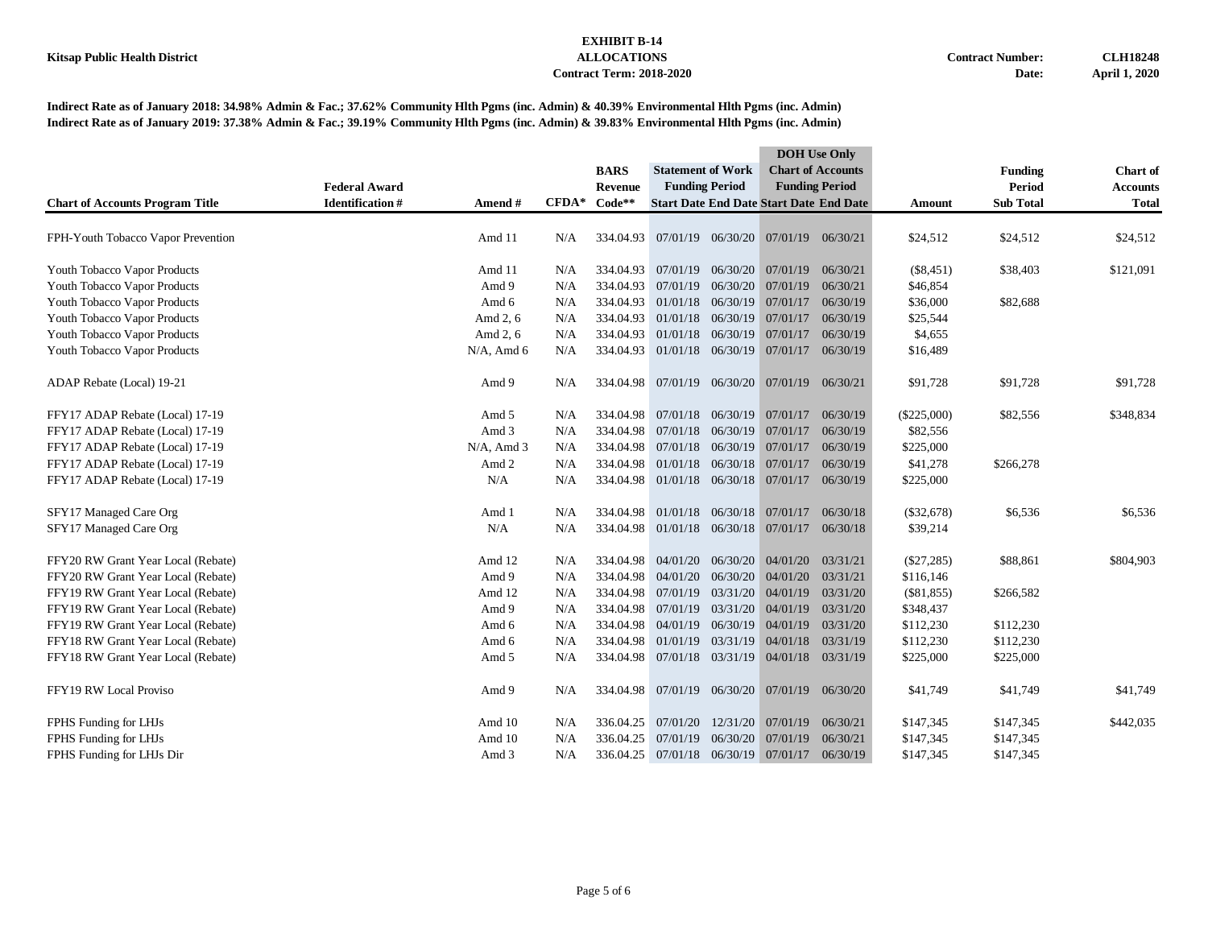**Kitsap Public Health District**

**EXHIBIT B-14**
**ALLOCATIONS**
**Contract Term: 2018-2020**

**Contract Number: CLH18248**
**Date: April 1, 2020**

**Indirect Rate as of January 2018: 34.98% Admin & Fac.; 37.62% Community Hlth Pgms (inc. Admin) & 40.39% Environmental Hlth Pgms (inc. Admin)**
**Indirect Rate as of January 2019: 37.38% Admin & Fac.; 39.19% Community Hlth Pgms (inc. Admin) & 39.83% Environmental Hlth Pgms (inc. Admin)**

| Chart of Accounts Program Title | Federal Award Identification # | Amend # | CFDA* | BARS Revenue Code** | Statement of Work Funding Period Start Date | Statement of Work Funding Period End Date | DOH Use Only Chart of Accounts Funding Period Start Date | DOH Use Only Chart of Accounts Funding Period End Date | Amount | Funding Period Sub Total | Chart of Accounts Total |
|---|---|---|---|---|---|---|---|---|---|---|---|
| FPH-Youth Tobacco Vapor Prevention | | Amd 11 | N/A | 334.04.93 | 07/01/19 | 06/30/20 | 07/01/19 | 06/30/21 | $24,512 | $24,512 | $24,512 |
| Youth Tobacco Vapor Products | | Amd 11 | N/A | 334.04.93 | 07/01/19 | 06/30/20 | 07/01/19 | 06/30/21 | ($8,451) | $38,403 | $121,091 |
| Youth Tobacco Vapor Products | | Amd 9 | N/A | 334.04.93 | 07/01/19 | 06/30/20 | 07/01/19 | 06/30/21 | $46,854 | | |
| Youth Tobacco Vapor Products | | Amd 6 | N/A | 334.04.93 | 01/01/18 | 06/30/19 | 07/01/17 | 06/30/19 | $36,000 | $82,688 | |
| Youth Tobacco Vapor Products | | Amd 2, 6 | N/A | 334.04.93 | 01/01/18 | 06/30/19 | 07/01/17 | 06/30/19 | $25,544 | | |
| Youth Tobacco Vapor Products | | Amd 2, 6 | N/A | 334.04.93 | 01/01/18 | 06/30/19 | 07/01/17 | 06/30/19 | $4,655 | | |
| Youth Tobacco Vapor Products | | N/A, Amd 6 | N/A | 334.04.93 | 01/01/18 | 06/30/19 | 07/01/17 | 06/30/19 | $16,489 | | |
| ADAP Rebate (Local) 19-21 | | Amd 9 | N/A | 334.04.98 | 07/01/19 | 06/30/20 | 07/01/19 | 06/30/21 | $91,728 | $91,728 | $91,728 |
| FFY17 ADAP Rebate (Local) 17-19 | | Amd 5 | N/A | 334.04.98 | 07/01/18 | 06/30/19 | 07/01/17 | 06/30/19 | ($225,000) | $82,556 | $348,834 |
| FFY17 ADAP Rebate (Local) 17-19 | | Amd 3 | N/A | 334.04.98 | 07/01/18 | 06/30/19 | 07/01/17 | 06/30/19 | $82,556 | | |
| FFY17 ADAP Rebate (Local) 17-19 | | N/A, Amd 3 | N/A | 334.04.98 | 07/01/18 | 06/30/19 | 07/01/17 | 06/30/19 | $225,000 | | |
| FFY17 ADAP Rebate (Local) 17-19 | | Amd 2 | N/A | 334.04.98 | 01/01/18 | 06/30/18 | 07/01/17 | 06/30/19 | $41,278 | $266,278 | |
| FFY17 ADAP Rebate (Local) 17-19 | | N/A | N/A | 334.04.98 | 01/01/18 | 06/30/18 | 07/01/17 | 06/30/19 | $225,000 | | |
| SFY17 Managed Care Org | | Amd 1 | N/A | 334.04.98 | 01/01/18 | 06/30/18 | 07/01/17 | 06/30/18 | ($32,678) | $6,536 | $6,536 |
| SFY17 Managed Care Org | | N/A | N/A | 334.04.98 | 01/01/18 | 06/30/18 | 07/01/17 | 06/30/18 | $39,214 | | |
| FFY20 RW Grant Year Local (Rebate) | | Amd 12 | N/A | 334.04.98 | 04/01/20 | 06/30/20 | 04/01/20 | 03/31/21 | ($27,285) | $88,861 | $804,903 |
| FFY20 RW Grant Year Local (Rebate) | | Amd 9 | N/A | 334.04.98 | 04/01/20 | 06/30/20 | 04/01/20 | 03/31/21 | $116,146 | | |
| FFY19 RW Grant Year Local (Rebate) | | Amd 12 | N/A | 334.04.98 | 07/01/19 | 03/31/20 | 04/01/19 | 03/31/20 | ($81,855) | $266,582 | |
| FFY19 RW Grant Year Local (Rebate) | | Amd 9 | N/A | 334.04.98 | 07/01/19 | 03/31/20 | 04/01/19 | 03/31/20 | $348,437 | | |
| FFY19 RW Grant Year Local (Rebate) | | Amd 6 | N/A | 334.04.98 | 04/01/19 | 06/30/19 | 04/01/19 | 03/31/20 | $112,230 | $112,230 | |
| FFY18 RW Grant Year Local (Rebate) | | Amd 6 | N/A | 334.04.98 | 01/01/19 | 03/31/19 | 04/01/18 | 03/31/19 | $112,230 | $112,230 | |
| FFY18 RW Grant Year Local (Rebate) | | Amd 5 | N/A | 334.04.98 | 07/01/18 | 03/31/19 | 04/01/18 | 03/31/19 | $225,000 | $225,000 | |
| FFY19 RW Local Proviso | | Amd 9 | N/A | 334.04.98 | 07/01/19 | 06/30/20 | 07/01/19 | 06/30/20 | $41,749 | $41,749 | $41,749 |
| FPHS Funding for LHJs | | Amd 10 | N/A | 336.04.25 | 07/01/20 | 12/31/20 | 07/01/19 | 06/30/21 | $147,345 | $147,345 | $442,035 |
| FPHS Funding for LHJs | | Amd 10 | N/A | 336.04.25 | 07/01/19 | 06/30/20 | 07/01/19 | 06/30/21 | $147,345 | $147,345 | |
| FPHS Funding for LHJs Dir | | Amd 3 | N/A | 336.04.25 | 07/01/18 | 06/30/19 | 07/01/17 | 06/30/19 | $147,345 | $147,345 | |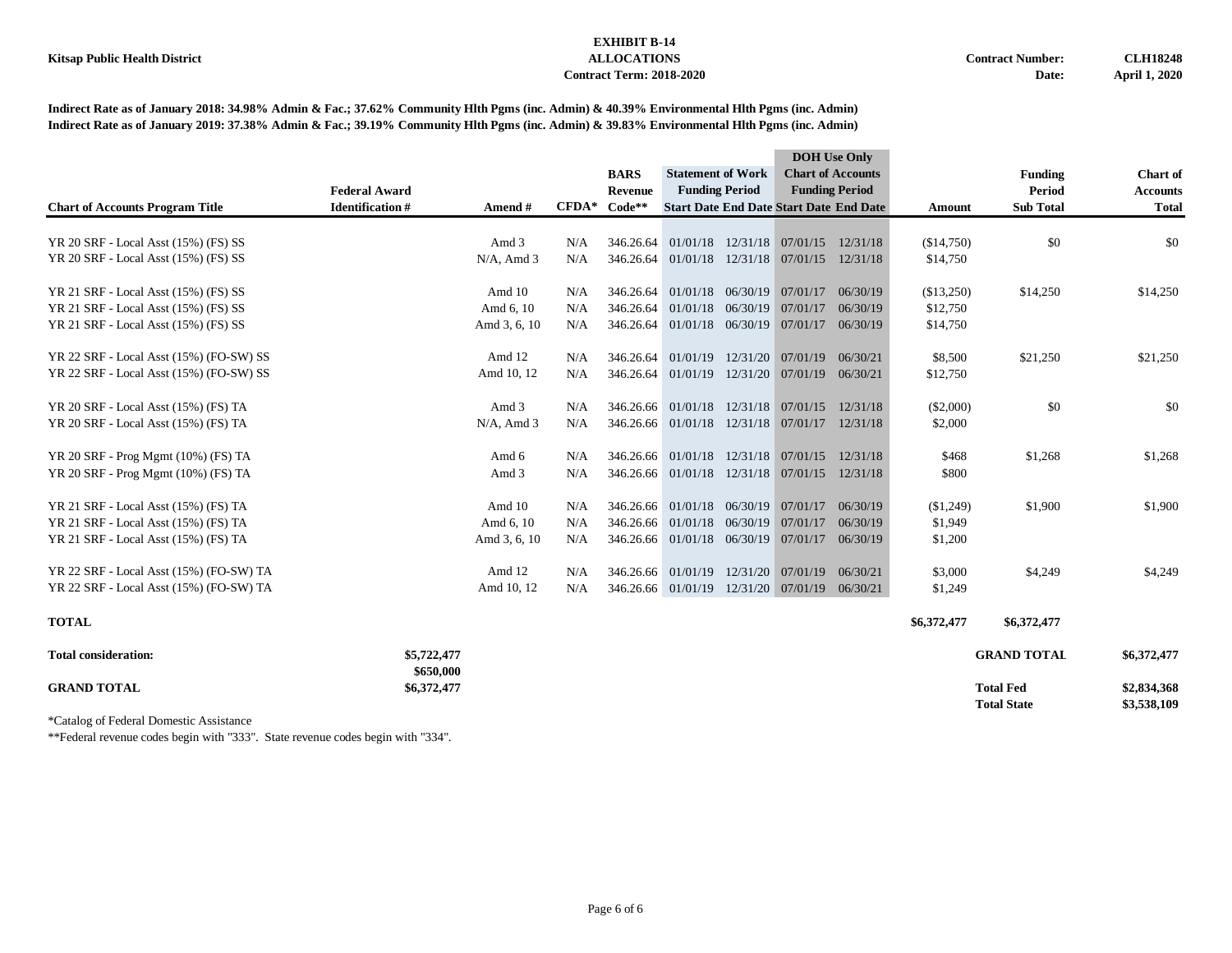Kitsap Public Health District

**EXHIBIT B-14**
**ALLOCATIONS**
**Contract Term: 2018-2020**

**Contract Number:** CLH18248
**Date:** April 1, 2020

**Indirect Rate as of January 2018: 34.98% Admin & Fac.; 37.62% Community Hlth Pgms (inc. Admin) & 40.39% Environmental Hlth Pgms (inc. Admin)**
**Indirect Rate as of January 2019: 37.38% Admin & Fac.; 39.19% Community Hlth Pgms (inc. Admin) & 39.83% Environmental Hlth Pgms (inc. Admin)**

| Chart of Accounts Program Title | Federal Award Identification # | Amend # | CFDA* | BARS Revenue Code** | Statement of Work Funding Period Start Date | Statement of Work Funding Period End Date | DOH Use Only Chart of Accounts Funding Period Start Date | DOH Use Only Chart of Accounts Funding Period End Date | Amount | Funding Period Sub Total | Chart of Accounts Total |
|---|---|---|---|---|---|---|---|---|---|---|---|
| YR 20 SRF - Local Asst (15%) (FS) SS | | Amd 3 | N/A | 346.26.64 | 01/01/18 | 12/31/18 | 07/01/15 | 12/31/18 | ($14,750) | $0 | $0 |
| YR 20 SRF - Local Asst (15%) (FS) SS | | N/A, Amd 3 | N/A | 346.26.64 | 01/01/18 | 12/31/18 | 07/01/15 | 12/31/18 | $14,750 | | |
| YR 21 SRF - Local Asst (15%) (FS) SS | | Amd 10 | N/A | 346.26.64 | 01/01/18 | 06/30/19 | 07/01/17 | 06/30/19 | ($13,250) | $14,250 | $14,250 |
| YR 21 SRF - Local Asst (15%) (FS) SS | | Amd 6, 10 | N/A | 346.26.64 | 01/01/18 | 06/30/19 | 07/01/17 | 06/30/19 | $12,750 | | |
| YR 21 SRF - Local Asst (15%) (FS) SS | | Amd 3, 6, 10 | N/A | 346.26.64 | 01/01/18 | 06/30/19 | 07/01/17 | 06/30/19 | $14,750 | | |
| YR 22 SRF - Local Asst (15%) (FO-SW) SS | | Amd 12 | N/A | 346.26.64 | 01/01/19 | 12/31/20 | 07/01/19 | 06/30/21 | $8,500 | $21,250 | $21,250 |
| YR 22 SRF - Local Asst (15%) (FO-SW) SS | | Amd 10, 12 | N/A | 346.26.64 | 01/01/19 | 12/31/20 | 07/01/19 | 06/30/21 | $12,750 | | |
| YR 20 SRF - Local Asst (15%) (FS) TA | | Amd 3 | N/A | 346.26.66 | 01/01/18 | 12/31/18 | 07/01/15 | 12/31/18 | ($2,000) | $0 | $0 |
| YR 20 SRF - Local Asst (15%) (FS) TA | | N/A, Amd 3 | N/A | 346.26.66 | 01/01/18 | 12/31/18 | 07/01/17 | 12/31/18 | $2,000 | | |
| YR 20 SRF - Prog Mgmt (10%) (FS) TA | | Amd 6 | N/A | 346.26.66 | 01/01/18 | 12/31/18 | 07/01/15 | 12/31/18 | $468 | $1,268 | $1,268 |
| YR 20 SRF - Prog Mgmt (10%) (FS) TA | | Amd 3 | N/A | 346.26.66 | 01/01/18 | 12/31/18 | 07/01/15 | 12/31/18 | $800 | | |
| YR 21 SRF - Local Asst (15%) (FS) TA | | Amd 10 | N/A | 346.26.66 | 01/01/18 | 06/30/19 | 07/01/17 | 06/30/19 | ($1,249) | $1,900 | $1,900 |
| YR 21 SRF - Local Asst (15%) (FS) TA | | Amd 6, 10 | N/A | 346.26.66 | 01/01/18 | 06/30/19 | 07/01/17 | 06/30/19 | $1,949 | | |
| YR 21 SRF - Local Asst (15%) (FS) TA | | Amd 3, 6, 10 | N/A | 346.26.66 | 01/01/18 | 06/30/19 | 07/01/17 | 06/30/19 | $1,200 | | |
| YR 22 SRF - Local Asst (15%) (FO-SW) TA | | Amd 12 | N/A | 346.26.66 | 01/01/19 | 12/31/20 | 07/01/19 | 06/30/21 | $3,000 | $4,249 | $4,249 |
| YR 22 SRF - Local Asst (15%) (FO-SW) TA | | Amd 10, 12 | N/A | 346.26.66 | 01/01/19 | 12/31/20 | 07/01/19 | 06/30/21 | $1,249 | | |
| **TOTAL** | | | | | | | | | **$6,372,477** | **$6,372,477** | |

| | | | |
|---|---|---|---|
| **Total consideration:** | **$5,722,477** | **GRAND TOTAL** | **$6,372,477** |
| | **$650,000** | | |
| **GRAND TOTAL** | **$6,372,477** | **Total Fed** | **$2,834,368** |
| | | **Total State** | **$3,538,109** |

*Catalog of Federal Domestic Assistance

**Federal revenue codes begin with "333". State revenue codes begin with "334".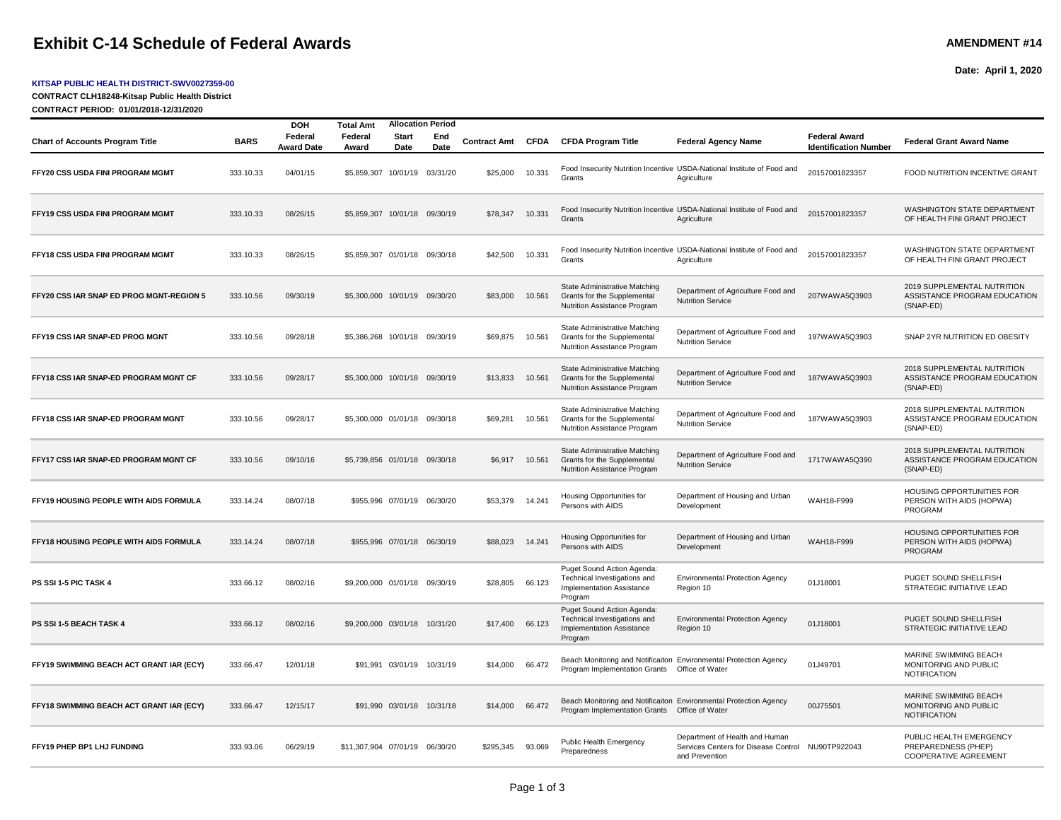# Exhibit C-14 Schedule of Federal Awards

**AMENDMENT #14**

**Date: April 1, 2020**

**KITSAP PUBLIC HEALTH DISTRICT-SWV0027359-00**

**CONTRACT CLH18248-Kitsap Public Health District**

**CONTRACT PERIOD: 01/01/2018-12/31/2020**

| Chart of Accounts Program Title | BARS | DOH Federal Award Date | Total Amt Federal Award | Allocation Period Start Date | Allocation Period End Date | Contract Amt | CFDA | CFDA Program Title | Federal Agency Name | Federal Award Identification Number | Federal Grant Award Name |
|---|---|---|---|---|---|---|---|---|---|---|---|
| FFY20 CSS USDA FINI PROGRAM MGMT | 333.10.33 | 04/01/15 | $5,859,307 | 10/01/19 | 03/31/20 | $25,000 | 10.331 | Food Insecurity Nutrition Incentive Grants | USDA-National Institute of Food and Agriculture | 20157001823357 | FOOD NUTRITION INCENTIVE GRANT |
| FFY19 CSS USDA FINI PROGRAM MGMT | 333.10.33 | 08/26/15 | $5,859,307 | 10/01/18 | 09/30/19 | $78,347 | 10.331 | Food Insecurity Nutrition Incentive Grants | USDA-National Institute of Food and Agriculture | 20157001823357 | WASHINGTON STATE DEPARTMENT OF HEALTH FINI GRANT PROJECT |
| FFY18 CSS USDA FINI PROGRAM MGMT | 333.10.33 | 08/26/15 | $5,859,307 | 01/01/18 | 09/30/18 | $42,500 | 10.331 | Food Insecurity Nutrition Incentive Grants | USDA-National Institute of Food and Agriculture | 20157001823357 | WASHINGTON STATE DEPARTMENT OF HEALTH FINI GRANT PROJECT |
| FFY20 CSS IAR SNAP ED PROG MGNT-REGION 5 | 333.10.56 | 09/30/19 | $5,300,000 | 10/01/19 | 09/30/20 | $83,000 | 10.561 | State Administrative Matching Grants for the Supplemental Nutrition Assistance Program | Department of Agriculture Food and Nutrition Service | 207WAWA5Q3903 | 2019 SUPPLEMENTAL NUTRITION ASSISTANCE PROGRAM EDUCATION (SNAP-ED) |
| FFY19 CSS IAR SNAP-ED PROG MGNT | 333.10.56 | 09/28/18 | $5,386,268 | 10/01/18 | 09/30/19 | $69,875 | 10.561 | State Administrative Matching Grants for the Supplemental Nutrition Assistance Program | Department of Agriculture Food and Nutrition Service | 197WAWA5Q3903 | SNAP 2YR NUTRITION ED OBESITY |
| FFY18 CSS IAR SNAP-ED PROGRAM MGNT CF | 333.10.56 | 09/28/17 | $5,300,000 | 10/01/18 | 09/30/19 | $13,833 | 10.561 | State Administrative Matching Grants for the Supplemental Nutrition Assistance Program | Department of Agriculture Food and Nutrition Service | 187WAWA5Q3903 | 2018 SUPPLEMENTAL NUTRITION ASSISTANCE PROGRAM EDUCATION (SNAP-ED) |
| FFY18 CSS IAR SNAP-ED PROGRAM MGNT | 333.10.56 | 09/28/17 | $5,300,000 | 01/01/18 | 09/30/18 | $69,281 | 10.561 | State Administrative Matching Grants for the Supplemental Nutrition Assistance Program | Department of Agriculture Food and Nutrition Service | 187WAWA5Q3903 | 2018 SUPPLEMENTAL NUTRITION ASSISTANCE PROGRAM EDUCATION (SNAP-ED) |
| FFY17 CSS IAR SNAP-ED PROGRAM MGNT CF | 333.10.56 | 09/10/16 | $5,739,856 | 01/01/18 | 09/30/18 | $6,917 | 10.561 | State Administrative Matching Grants for the Supplemental Nutrition Assistance Program | Department of Agriculture Food and Nutrition Service | 1717WAWA5Q390 | 2018 SUPPLEMENTAL NUTRITION ASSISTANCE PROGRAM EDUCATION (SNAP-ED) |
| FFY19 HOUSING PEOPLE WITH AIDS FORMULA | 333.14.24 | 08/07/18 | $955,996 | 07/01/19 | 06/30/20 | $53,379 | 14.241 | Housing Opportunities for Persons with AIDS | Department of Housing and Urban Development | WAH18-F999 | HOUSING OPPORTUNITIES FOR PERSON WITH AIDS (HOPWA) PROGRAM |
| FFY18 HOUSING PEOPLE WITH AIDS FORMULA | 333.14.24 | 08/07/18 | $955,996 | 07/01/18 | 06/30/19 | $88,023 | 14.241 | Housing Opportunities for Persons with AIDS | Department of Housing and Urban Development | WAH18-F999 | HOUSING OPPORTUNITIES FOR PERSON WITH AIDS (HOPWA) PROGRAM |
| PS SSI 1-5 PIC TASK 4 | 333.66.12 | 08/02/16 | $9,200,000 | 01/01/18 | 09/30/19 | $28,805 | 66.123 | Puget Sound Action Agenda: Technical Investigations and Implementation Assistance Program | Environmental Protection Agency Region 10 | 01J18001 | PUGET SOUND SHELLFISH STRATEGIC INITIATIVE LEAD |
| PS SSI 1-5 BEACH TASK 4 | 333.66.12 | 08/02/16 | $9,200,000 | 03/01/18 | 10/31/20 | $17,400 | 66.123 | Puget Sound Action Agenda: Technical Investigations and Implementation Assistance Program | Environmental Protection Agency Region 10 | 01J18001 | PUGET SOUND SHELLFISH STRATEGIC INITIATIVE LEAD |
| FFY19 SWIMMING BEACH ACT GRANT IAR (ECY) | 333.66.47 | 12/01/18 | $91,991 | 03/01/19 | 10/31/19 | $14,000 | 66.472 | Beach Monitoring and Notificaiton Program Implementation Grants | Environmental Protection Agency Office of Water | 01J49701 | MARINE SWIMMING BEACH MONITORING AND PUBLIC NOTIFICATION |
| FFY18 SWIMMING BEACH ACT GRANT IAR (ECY) | 333.66.47 | 12/15/17 | $91,990 | 03/01/18 | 10/31/18 | $14,000 | 66.472 | Beach Monitoring and Notificaiton Program Implementation Grants | Environmental Protection Agency Office of Water | 00J75501 | MARINE SWIMMING BEACH MONITORING AND PUBLIC NOTIFICATION |
| FFY19 PHEP BP1 LHJ FUNDING | 333.93.06 | 06/29/19 | $11,307,904 | 07/01/19 | 06/30/20 | $295,345 | 93.069 | Public Health Emergency Preparedness | Department of Health and Human Services Centers for Disease Control and Prevention | NU90TP922043 | PUBLIC HEALTH EMERGENCY PREPAREDNESS (PHEP) COOPERATIVE AGREEMENT |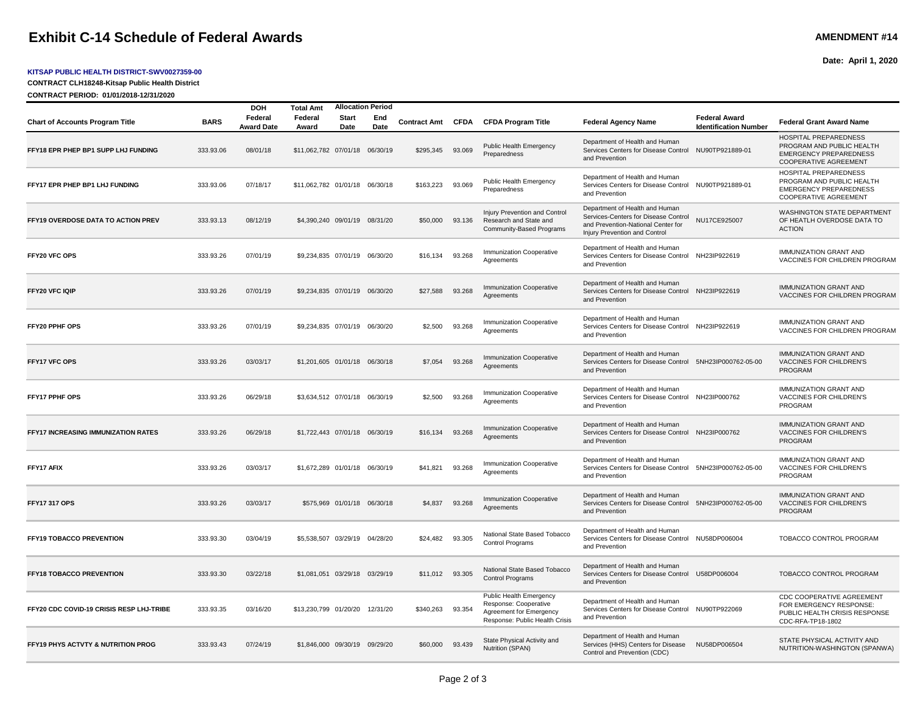# Exhibit C-14 Schedule of Federal Awards

**AMENDMENT #14**

**Date: April 1, 2020**

**KITSAP PUBLIC HEALTH DISTRICT-SWV0027359-00**

**CONTRACT CLH18248-Kitsap Public Health District**

**CONTRACT PERIOD: 01/01/2018-12/31/2020**

| Chart of Accounts Program Title | BARS | DOH Federal Award Date | Total Amt Federal Award | Allocation Period Start Date | Allocation Period End Date | Contract Amt | CFDA | CFDA Program Title | Federal Agency Name | Federal Award Identification Number | Federal Grant Award Name |
|---|---|---|---|---|---|---|---|---|---|---|---|
| FFY18 EPR PHEP BP1 SUPP LHJ FUNDING | 333.93.06 | 08/01/18 | $11,062,782 | 07/01/18 | 06/30/19 | $295,345 | 93.069 | Public Health Emergency Preparedness | Department of Health and Human Services Centers for Disease Control and Prevention | NU90TP921889-01 | HOSPITAL PREPAREDNESS PROGRAM AND PUBLIC HEALTH EMERGENCY PREPAREDNESS COOPERATIVE AGREEMENT |
| FFY17 EPR PHEP BP1 LHJ FUNDING | 333.93.06 | 07/18/17 | $11,062,782 | 01/01/18 | 06/30/18 | $163,223 | 93.069 | Public Health Emergency Preparedness | Department of Health and Human Services Centers for Disease Control and Prevention | NU90TP921889-01 | HOSPITAL PREPAREDNESS PROGRAM AND PUBLIC HEALTH EMERGENCY PREPAREDNESS COOPERATIVE AGREEMENT |
| FFY19 OVERDOSE DATA TO ACTION PREV | 333.93.13 | 08/12/19 | $4,390,240 | 09/01/19 | 08/31/20 | $50,000 | 93.136 | Injury Prevention and Control Research and State and Community-Based Programs | Department of Health and Human Services-Centers for Disease Control and Prevention-National Center for Injury Prevention and Control | NU17CE925007 | WASHINGTON STATE DEPARTMENT OF HEATLH OVERDOSE DATA TO ACTION |
| FFY20 VFC OPS | 333.93.26 | 07/01/19 | $9,234,835 | 07/01/19 | 06/30/20 | $16,134 | 93.268 | Immunization Cooperative Agreements | Department of Health and Human Services Centers for Disease Control and Prevention | NH23IP922619 | IMMUNIZATION GRANT AND VACCINES FOR CHILDREN PROGRAM |
| FFY20 VFC IQIP | 333.93.26 | 07/01/19 | $9,234,835 | 07/01/19 | 06/30/20 | $27,588 | 93.268 | Immunization Cooperative Agreements | Department of Health and Human Services Centers for Disease Control and Prevention | NH23IP922619 | IMMUNIZATION GRANT AND VACCINES FOR CHILDREN PROGRAM |
| FFY20 PPHF OPS | 333.93.26 | 07/01/19 | $9,234,835 | 07/01/19 | 06/30/20 | $2,500 | 93.268 | Immunization Cooperative Agreements | Department of Health and Human Services Centers for Disease Control and Prevention | NH23IP922619 | IMMUNIZATION GRANT AND VACCINES FOR CHILDREN PROGRAM |
| FFY17 VFC OPS | 333.93.26 | 03/03/17 | $1,201,605 | 01/01/18 | 06/30/18 | $7,054 | 93.268 | Immunization Cooperative Agreements | Department of Health and Human Services Centers for Disease Control and Prevention | 5NH23IP000762-05-00 | IMMUNIZATION GRANT AND VACCINES FOR CHILDREN'S PROGRAM |
| FFY17 PPHF OPS | 333.93.26 | 06/29/18 | $3,634,512 | 07/01/18 | 06/30/19 | $2,500 | 93.268 | Immunization Cooperative Agreements | Department of Health and Human Services Centers for Disease Control and Prevention | NH23IP000762 | IMMUNIZATION GRANT AND VACCINES FOR CHILDREN'S PROGRAM |
| FFY17 INCREASING IMMUNIZATION RATES | 333.93.26 | 06/29/18 | $1,722,443 | 07/01/18 | 06/30/19 | $16,134 | 93.268 | Immunization Cooperative Agreements | Department of Health and Human Services Centers for Disease Control and Prevention | NH23IP000762 | IMMUNIZATION GRANT AND VACCINES FOR CHILDREN'S PROGRAM |
| FFY17 AFIX | 333.93.26 | 03/03/17 | $1,672,289 | 01/01/18 | 06/30/19 | $41,821 | 93.268 | Immunization Cooperative Agreements | Department of Health and Human Services Centers for Disease Control and Prevention | 5NH23IP000762-05-00 | IMMUNIZATION GRANT AND VACCINES FOR CHILDREN'S PROGRAM |
| FFY17 317 OPS | 333.93.26 | 03/03/17 | $575,969 | 01/01/18 | 06/30/18 | $4,837 | 93.268 | Immunization Cooperative Agreements | Department of Health and Human Services Centers for Disease Control and Prevention | 5NH23IP000762-05-00 | IMMUNIZATION GRANT AND VACCINES FOR CHILDREN'S PROGRAM |
| FFY19 TOBACCO PREVENTION | 333.93.30 | 03/04/19 | $5,538,507 | 03/29/19 | 04/28/20 | $24,482 | 93.305 | National State Based Tobacco Control Programs | Department of Health and Human Services Centers for Disease Control and Prevention | NU58DP006004 | TOBACCO CONTROL PROGRAM |
| FFY18 TOBACCO PREVENTION | 333.93.30 | 03/22/18 | $1,081,051 | 03/29/18 | 03/29/19 | $11,012 | 93.305 | National State Based Tobacco Control Programs | Department of Health and Human Services Centers for Disease Control and Prevention | U58DP006004 | TOBACCO CONTROL PROGRAM |
| FFY20 CDC COVID-19 CRISIS RESP LHJ-TRIBE | 333.93.35 | 03/16/20 | $13,230,799 | 01/20/20 | 12/31/20 | $340,263 | 93.354 | Public Health Emergency Response: Cooperative Agreement for Emergency Response: Public Health Crisis | Department of Health and Human Services Centers for Disease Control and Prevention | NU90TP922069 | CDC COOPERATIVE AGREEMENT FOR EMERGENCY RESPONSE: PUBLIC HEALTH CRISIS RESPONSE CDC-RFA-TP18-1802 |
| FFY19 PHYS ACTVTY & NUTRITION PROG | 333.93.43 | 07/24/19 | $1,846,000 | 09/30/19 | 09/29/20 | $60,000 | 93.439 | State Physical Activity and Nutrition (SPAN) | Department of Health and Human Services (HHS) Centers for Disease Control and Prevention (CDC) | NU58DP006504 | STATE PHYSICAL ACTIVITY AND NUTRITION-WASHINGTON (SPANWA) |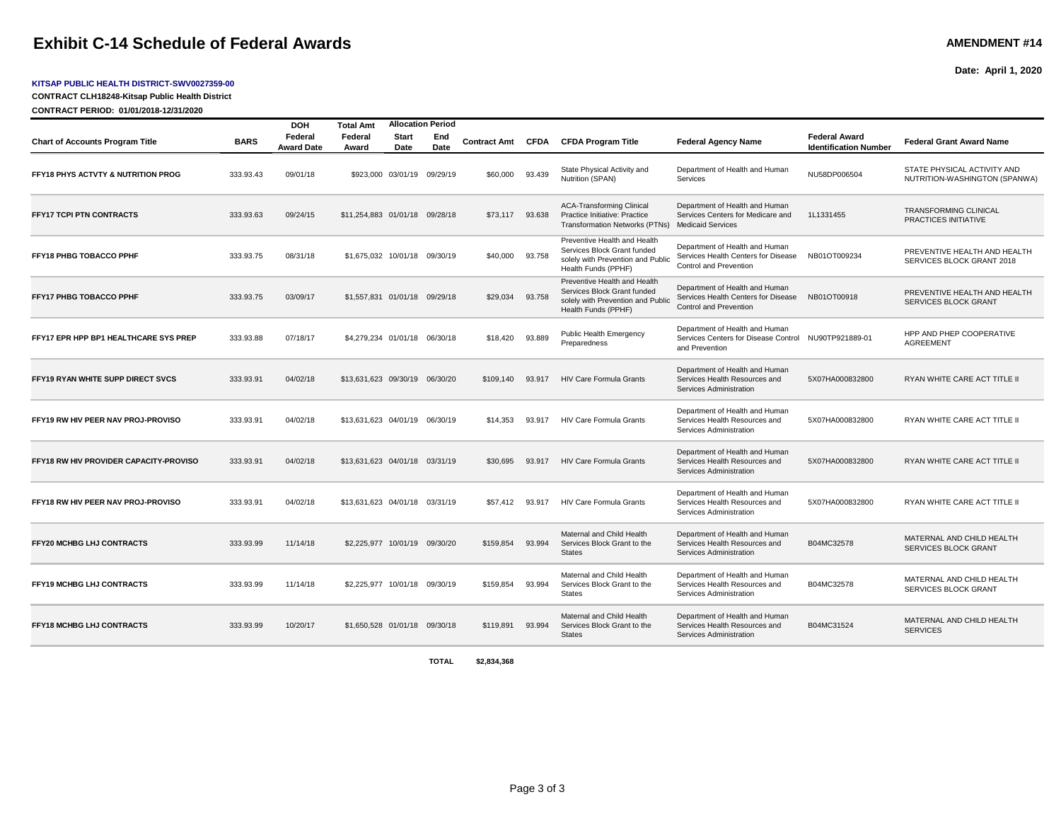# Exhibit C-14 Schedule of Federal Awards

**AMENDMENT #14**

**Date: April 1, 2020**

**KITSAP PUBLIC HEALTH DISTRICT-SWV0027359-00**

**CONTRACT CLH18248-Kitsap Public Health District**

**CONTRACT PERIOD: 01/01/2018-12/31/2020**

| Chart of Accounts Program Title | BARS | DOH Federal Award Date | Total Amt Federal Award | Allocation Period Start Date | Allocation Period End Date | Contract Amt | CFDA | CFDA Program Title | Federal Agency Name | Federal Award Identification Number | Federal Grant Award Name |
|---|---|---|---|---|---|---|---|---|---|---|---|
| FFY18 PHYS ACTVTY & NUTRITION PROG | 333.93.43 | 09/01/18 | $923,000 | 03/01/19 | 09/29/19 | $60,000 | 93.439 | State Physical Activity and Nutrition (SPAN) | Department of Health and Human Services | NU58DP006504 | STATE PHYSICAL ACTIVITY AND NUTRITION-WASHINGTON (SPANWA) |
| FFY17 TCPI PTN CONTRACTS | 333.93.63 | 09/24/15 | $11,254,883 | 01/01/18 | 09/28/18 | $73,117 | 93.638 | ACA-Transforming Clinical Practice Initiative: Practice Transformation Networks (PTNs) | Department of Health and Human Services Centers for Medicare and Medicaid Services | 1L1331455 | TRANSFORMING CLINICAL PRACTICES INITIATIVE |
| FFY18 PHBG TOBACCO PPHF | 333.93.75 | 08/31/18 | $1,675,032 | 10/01/18 | 09/30/19 | $40,000 | 93.758 | Preventive Health and Health Services Block Grant funded solely with Prevention and Public Health Funds (PPHF) | Department of Health and Human Services Health Centers for Disease Control and Prevention | NB01OT009234 | PREVENTIVE HEALTH AND HEALTH SERVICES BLOCK GRANT 2018 |
| FFY17 PHBG TOBACCO PPHF | 333.93.75 | 03/09/17 | $1,557,831 | 01/01/18 | 09/29/18 | $29,034 | 93.758 | Preventive Health and Health Services Block Grant funded solely with Prevention and Public Health Funds (PPHF) | Department of Health and Human Services Health Centers for Disease Control and Prevention | NB01OT00918 | PREVENTIVE HEALTH AND HEALTH SERVICES BLOCK GRANT |
| FFY17 EPR HPP BP1 HEALTHCARE SYS PREP | 333.93.88 | 07/18/17 | $4,279,234 | 01/01/18 | 06/30/18 | $18,420 | 93.889 | Public Health Emergency Preparedness | Department of Health and Human Services Centers for Disease Control and Prevention | NU90TP921889-01 | HPP AND PHEP COOPERATIVE AGREEMENT |
| FFY19 RYAN WHITE SUPP DIRECT SVCS | 333.93.91 | 04/02/18 | $13,631,623 | 09/30/19 | 06/30/20 | $109,140 | 93.917 | HIV Care Formula Grants | Department of Health and Human Services Health Resources and Services Administration | 5X07HA000832800 | RYAN WHITE CARE ACT TITLE II |
| FFY19 RW HIV PEER NAV PROJ-PROVISO | 333.93.91 | 04/02/18 | $13,631,623 | 04/01/19 | 06/30/19 | $14,353 | 93.917 | HIV Care Formula Grants | Department of Health and Human Services Health Resources and Services Administration | 5X07HA000832800 | RYAN WHITE CARE ACT TITLE II |
| FFY18 RW HIV PROVIDER CAPACITY-PROVISO | 333.93.91 | 04/02/18 | $13,631,623 | 04/01/18 | 03/31/19 | $30,695 | 93.917 | HIV Care Formula Grants | Department of Health and Human Services Health Resources and Services Administration | 5X07HA000832800 | RYAN WHITE CARE ACT TITLE II |
| FFY18 RW HIV PEER NAV PROJ-PROVISO | 333.93.91 | 04/02/18 | $13,631,623 | 04/01/18 | 03/31/19 | $57,412 | 93.917 | HIV Care Formula Grants | Department of Health and Human Services Health Resources and Services Administration | 5X07HA000832800 | RYAN WHITE CARE ACT TITLE II |
| FFY20 MCHBG LHJ CONTRACTS | 333.93.99 | 11/14/18 | $2,225,977 | 10/01/19 | 09/30/20 | $159,854 | 93.994 | Maternal and Child Health Services Block Grant to the States | Department of Health and Human Services Health Resources and Services Administration | B04MC32578 | MATERNAL AND CHILD HEALTH SERVICES BLOCK GRANT |
| FFY19 MCHBG LHJ CONTRACTS | 333.93.99 | 11/14/18 | $2,225,977 | 10/01/18 | 09/30/19 | $159,854 | 93.994 | Maternal and Child Health Services Block Grant to the States | Department of Health and Human Services Health Resources and Services Administration | B04MC32578 | MATERNAL AND CHILD HEALTH SERVICES BLOCK GRANT |
| FFY18 MCHBG LHJ CONTRACTS | 333.93.99 | 10/20/17 | $1,650,528 | 01/01/18 | 09/30/18 | $119,891 | 93.994 | Maternal and Child Health Services Block Grant to the States | Department of Health and Human Services Health Resources and Services Administration | B04MC31524 | MATERNAL AND CHILD HEALTH SERVICES |
| | | | | | **TOTAL** | **$2,834,368** | | | | | |